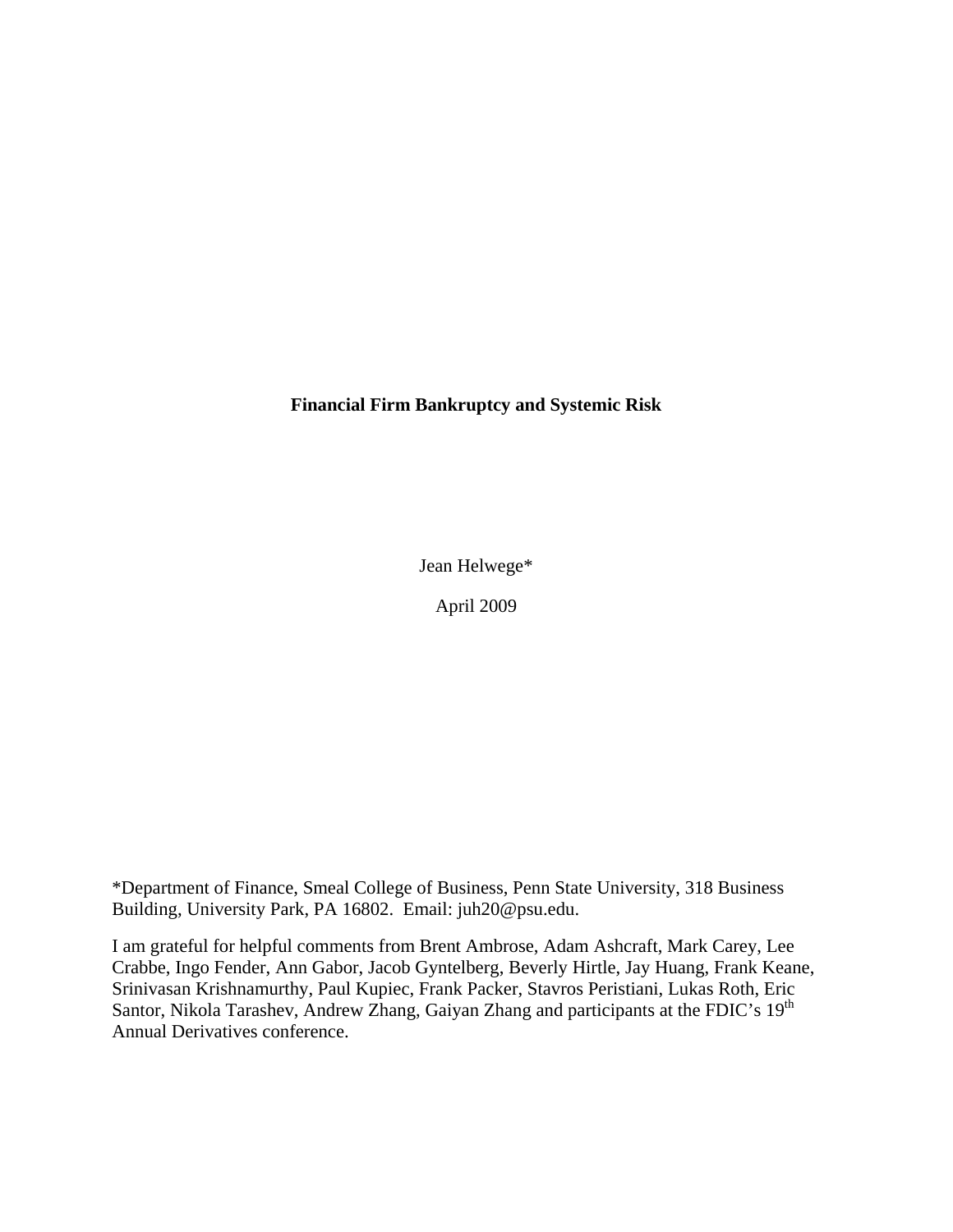# Financial Firm Bankruptcy and Systemic Risk

Jean Helwege*

April 2009

*Department of Finance, Smeal College of Business, Penn State University, 318 Business Building, University Park, PA 16802. Email: juh20@psu.edu.

I am grateful for helpful comments from Brent Ambrose, Adam Ashcraft, Mark Carey, Lee Crabbe, Ingo Fender, Ann Gabor, Jacob Gyntelberg, Beverly Hirtle, Jay Huang, Frank Keane, Srinivasan Krishnamurthy, Paul Kupiec, Frank Packer, Stavros Peristiani, Lukas Roth, Eric Santor, Nikola Tarashev, Andrew Zhang, Gaiyan Zhang and participants at the FDIC's 19th Annual Derivatives conference.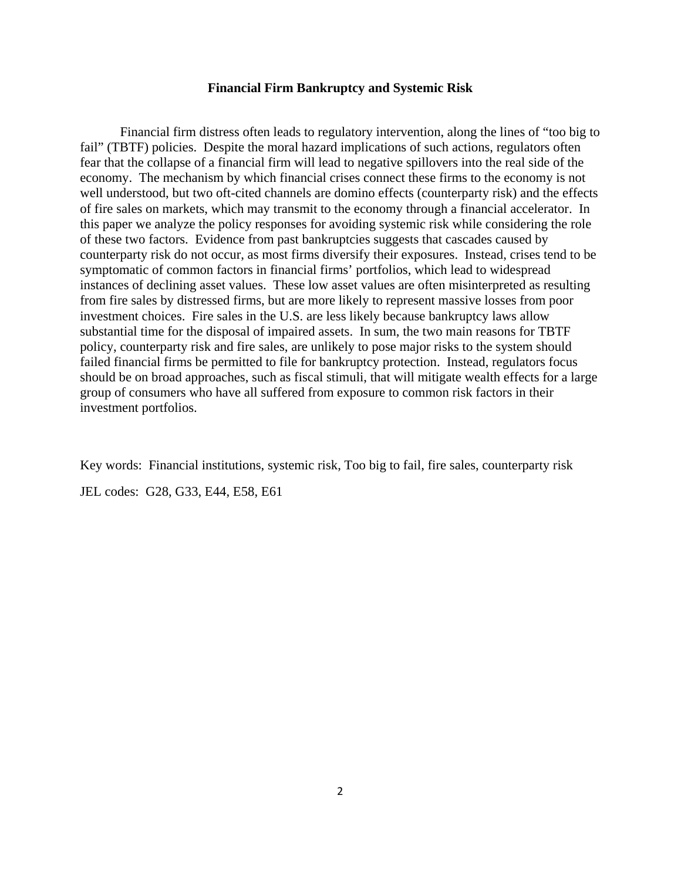**Financial Firm Bankruptcy and Systemic Risk**

Financial firm distress often leads to regulatory intervention, along the lines of "too big to fail" (TBTF) policies. Despite the moral hazard implications of such actions, regulators often fear that the collapse of a financial firm will lead to negative spillovers into the real side of the economy. The mechanism by which financial crises connect these firms to the economy is not well understood, but two oft-cited channels are domino effects (counterparty risk) and the effects of fire sales on markets, which may transmit to the economy through a financial accelerator. In this paper we analyze the policy responses for avoiding systemic risk while considering the role of these two factors. Evidence from past bankruptcies suggests that cascades caused by counterparty risk do not occur, as most firms diversify their exposures. Instead, crises tend to be symptomatic of common factors in financial firms' portfolios, which lead to widespread instances of declining asset values. These low asset values are often misinterpreted as resulting from fire sales by distressed firms, but are more likely to represent massive losses from poor investment choices. Fire sales in the U.S. are less likely because bankruptcy laws allow substantial time for the disposal of impaired assets. In sum, the two main reasons for TBTF policy, counterparty risk and fire sales, are unlikely to pose major risks to the system should failed financial firms be permitted to file for bankruptcy protection. Instead, regulators focus should be on broad approaches, such as fiscal stimuli, that will mitigate wealth effects for a large group of consumers who have all suffered from exposure to common risk factors in their investment portfolios.

Key words: Financial institutions, systemic risk, Too big to fail, fire sales, counterparty risk

JEL codes: G28, G33, E44, E58, E61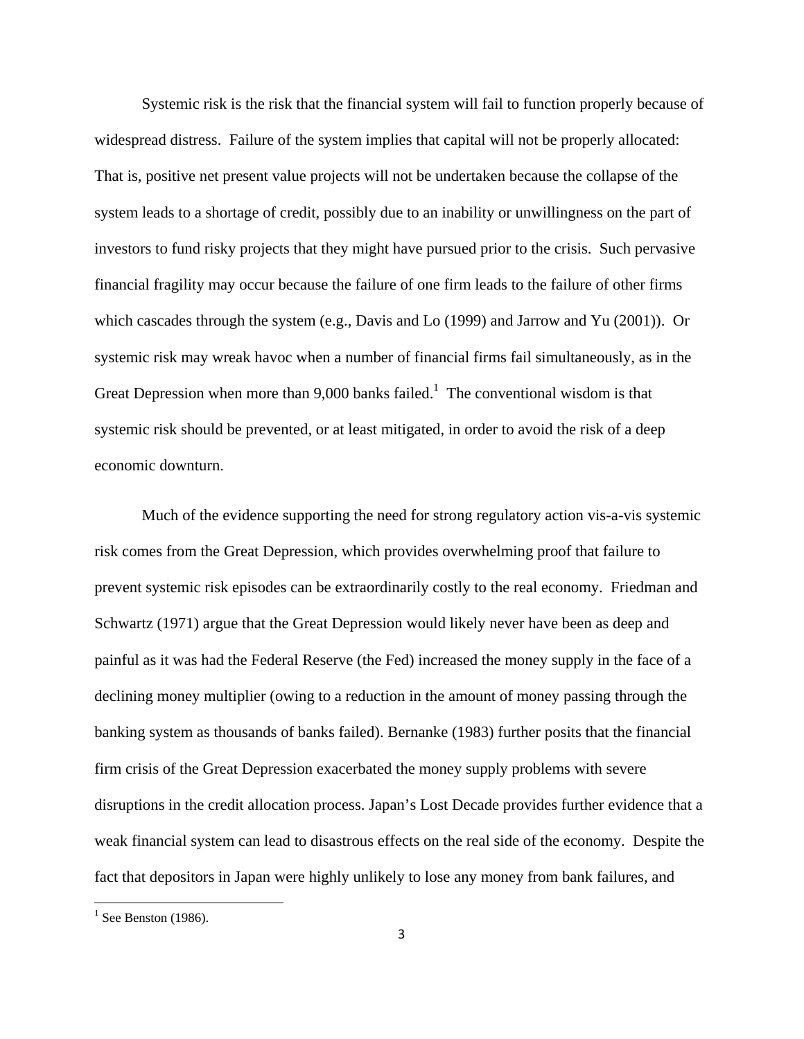Systemic risk is the risk that the financial system will fail to function properly because of widespread distress. Failure of the system implies that capital will not be properly allocated: That is, positive net present value projects will not be undertaken because the collapse of the system leads to a shortage of credit, possibly due to an inability or unwillingness on the part of investors to fund risky projects that they might have pursued prior to the crisis. Such pervasive financial fragility may occur because the failure of one firm leads to the failure of other firms which cascades through the system (e.g., Davis and Lo (1999) and Jarrow and Yu (2001)). Or systemic risk may wreak havoc when a number of financial firms fail simultaneously, as in the Great Depression when more than 9,000 banks failed.[1] The conventional wisdom is that systemic risk should be prevented, or at least mitigated, in order to avoid the risk of a deep economic downturn.

Much of the evidence supporting the need for strong regulatory action vis-a-vis systemic risk comes from the Great Depression, which provides overwhelming proof that failure to prevent systemic risk episodes can be extraordinarily costly to the real economy. Friedman and Schwartz (1971) argue that the Great Depression would likely never have been as deep and painful as it was had the Federal Reserve (the Fed) increased the money supply in the face of a declining money multiplier (owing to a reduction in the amount of money passing through the banking system as thousands of banks failed). Bernanke (1983) further posits that the financial firm crisis of the Great Depression exacerbated the money supply problems with severe disruptions in the credit allocation process. Japan's Lost Decade provides further evidence that a weak financial system can lead to disastrous effects on the real side of the economy. Despite the fact that depositors in Japan were highly unlikely to lose any money from bank failures, and

[1] See Benston (1986).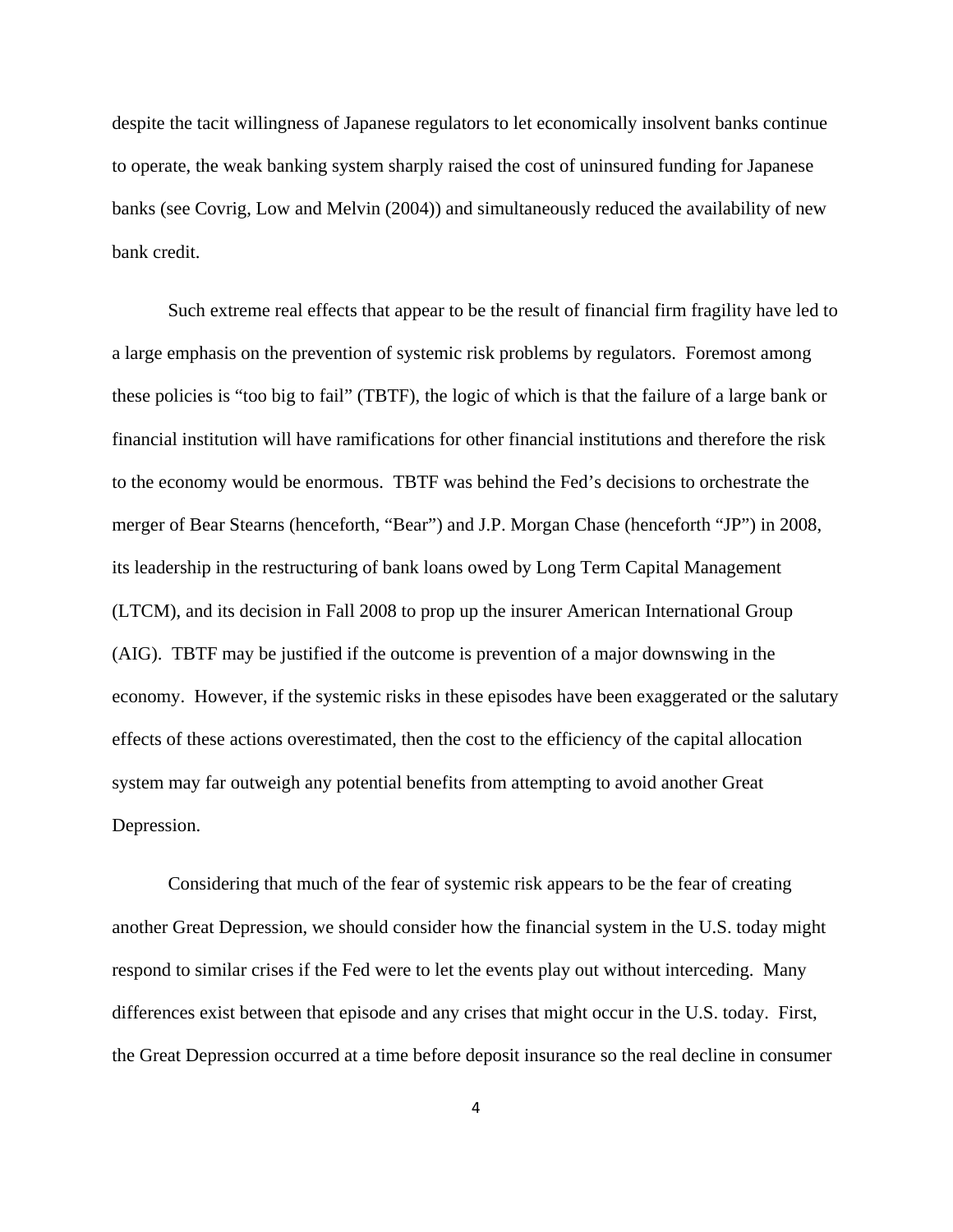despite the tacit willingness of Japanese regulators to let economically insolvent banks continue to operate, the weak banking system sharply raised the cost of uninsured funding for Japanese banks (see Covrig, Low and Melvin (2004)) and simultaneously reduced the availability of new bank credit.

Such extreme real effects that appear to be the result of financial firm fragility have led to a large emphasis on the prevention of systemic risk problems by regulators. Foremost among these policies is "too big to fail" (TBTF), the logic of which is that the failure of a large bank or financial institution will have ramifications for other financial institutions and therefore the risk to the economy would be enormous. TBTF was behind the Fed's decisions to orchestrate the merger of Bear Stearns (henceforth, "Bear") and J.P. Morgan Chase (henceforth "JP") in 2008, its leadership in the restructuring of bank loans owed by Long Term Capital Management (LTCM), and its decision in Fall 2008 to prop up the insurer American International Group (AIG). TBTF may be justified if the outcome is prevention of a major downswing in the economy. However, if the systemic risks in these episodes have been exaggerated or the salutary effects of these actions overestimated, then the cost to the efficiency of the capital allocation system may far outweigh any potential benefits from attempting to avoid another Great Depression.

Considering that much of the fear of systemic risk appears to be the fear of creating another Great Depression, we should consider how the financial system in the U.S. today might respond to similar crises if the Fed were to let the events play out without interceding. Many differences exist between that episode and any crises that might occur in the U.S. today. First, the Great Depression occurred at a time before deposit insurance so the real decline in consumer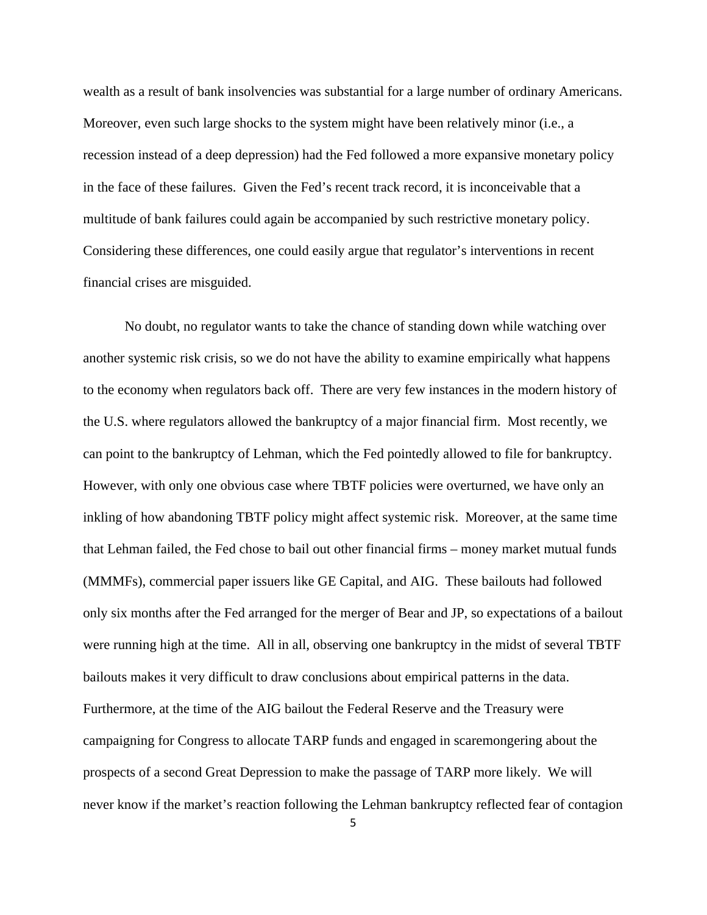wealth as a result of bank insolvencies was substantial for a large number of ordinary Americans. Moreover, even such large shocks to the system might have been relatively minor (i.e., a recession instead of a deep depression) had the Fed followed a more expansive monetary policy in the face of these failures. Given the Fed's recent track record, it is inconceivable that a multitude of bank failures could again be accompanied by such restrictive monetary policy. Considering these differences, one could easily argue that regulator's interventions in recent financial crises are misguided.

No doubt, no regulator wants to take the chance of standing down while watching over another systemic risk crisis, so we do not have the ability to examine empirically what happens to the economy when regulators back off. There are very few instances in the modern history of the U.S. where regulators allowed the bankruptcy of a major financial firm. Most recently, we can point to the bankruptcy of Lehman, which the Fed pointedly allowed to file for bankruptcy. However, with only one obvious case where TBTF policies were overturned, we have only an inkling of how abandoning TBTF policy might affect systemic risk. Moreover, at the same time that Lehman failed, the Fed chose to bail out other financial firms – money market mutual funds (MMMFs), commercial paper issuers like GE Capital, and AIG. These bailouts had followed only six months after the Fed arranged for the merger of Bear and JP, so expectations of a bailout were running high at the time. All in all, observing one bankruptcy in the midst of several TBTF bailouts makes it very difficult to draw conclusions about empirical patterns in the data. Furthermore, at the time of the AIG bailout the Federal Reserve and the Treasury were campaigning for Congress to allocate TARP funds and engaged in scaremongering about the prospects of a second Great Depression to make the passage of TARP more likely. We will never know if the market's reaction following the Lehman bankruptcy reflected fear of contagion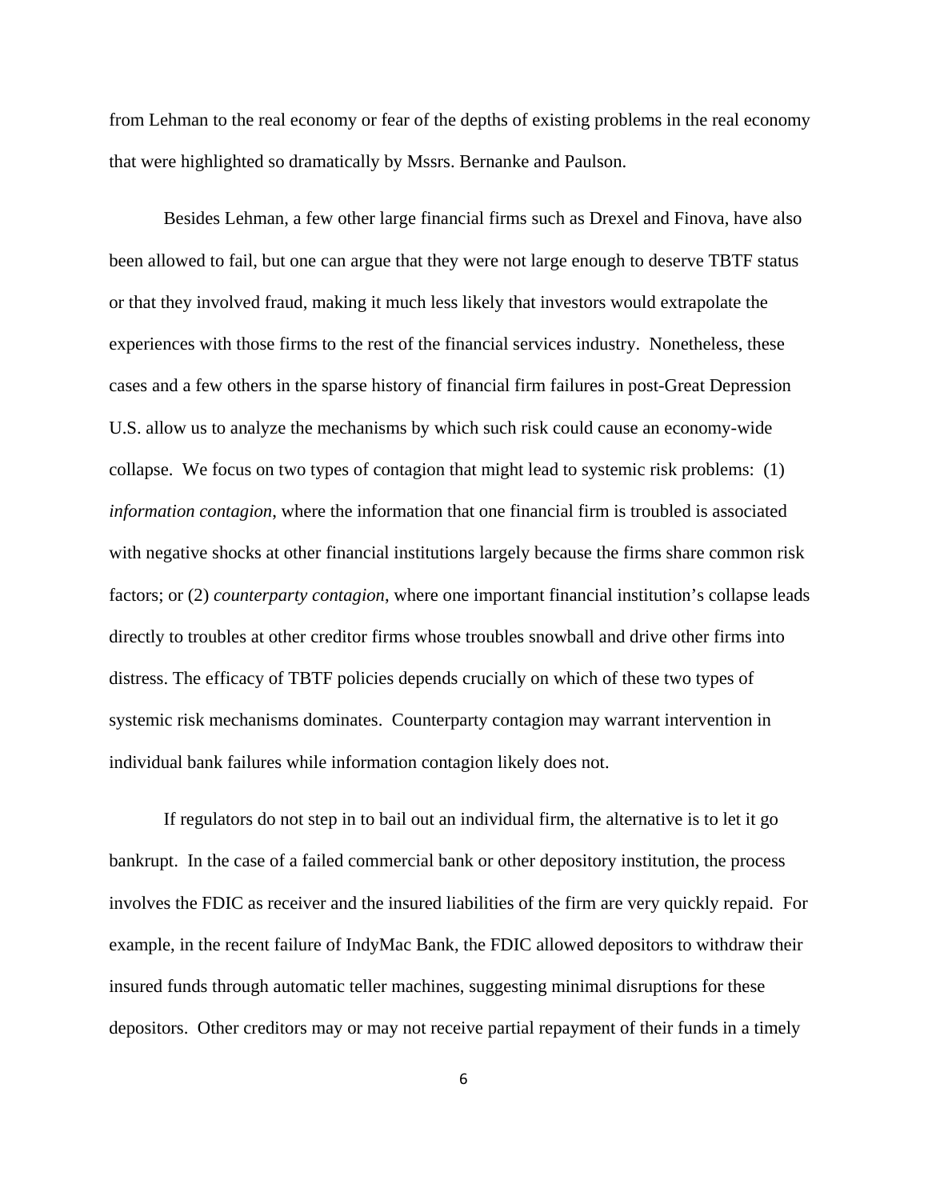from Lehman to the real economy or fear of the depths of existing problems in the real economy that were highlighted so dramatically by Mssrs. Bernanke and Paulson.

Besides Lehman, a few other large financial firms such as Drexel and Finova, have also been allowed to fail, but one can argue that they were not large enough to deserve TBTF status or that they involved fraud, making it much less likely that investors would extrapolate the experiences with those firms to the rest of the financial services industry. Nonetheless, these cases and a few others in the sparse history of financial firm failures in post-Great Depression U.S. allow us to analyze the mechanisms by which such risk could cause an economy-wide collapse. We focus on two types of contagion that might lead to systemic risk problems: (1) *information contagion*, where the information that one financial firm is troubled is associated with negative shocks at other financial institutions largely because the firms share common risk factors; or (2) *counterparty contagion*, where one important financial institution's collapse leads directly to troubles at other creditor firms whose troubles snowball and drive other firms into distress. The efficacy of TBTF policies depends crucially on which of these two types of systemic risk mechanisms dominates. Counterparty contagion may warrant intervention in individual bank failures while information contagion likely does not.

If regulators do not step in to bail out an individual firm, the alternative is to let it go bankrupt. In the case of a failed commercial bank or other depository institution, the process involves the FDIC as receiver and the insured liabilities of the firm are very quickly repaid. For example, in the recent failure of IndyMac Bank, the FDIC allowed depositors to withdraw their insured funds through automatic teller machines, suggesting minimal disruptions for these depositors. Other creditors may or may not receive partial repayment of their funds in a timely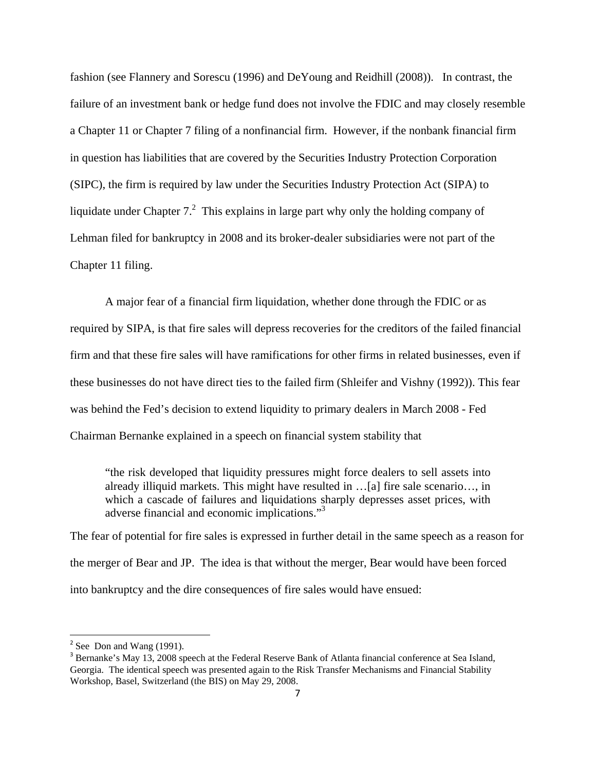fashion (see Flannery and Sorescu (1996) and DeYoung and Reidhill (2008)). In contrast, the failure of an investment bank or hedge fund does not involve the FDIC and may closely resemble a Chapter 11 or Chapter 7 filing of a nonfinancial firm. However, if the nonbank financial firm in question has liabilities that are covered by the Securities Industry Protection Corporation (SIPC), the firm is required by law under the Securities Industry Protection Act (SIPA) to liquidate under Chapter 7.[2] This explains in large part why only the holding company of Lehman filed for bankruptcy in 2008 and its broker-dealer subsidiaries were not part of the Chapter 11 filing.

A major fear of a financial firm liquidation, whether done through the FDIC or as required by SIPA, is that fire sales will depress recoveries for the creditors of the failed financial firm and that these fire sales will have ramifications for other firms in related businesses, even if these businesses do not have direct ties to the failed firm (Shleifer and Vishny (1992)). This fear was behind the Fed's decision to extend liquidity to primary dealers in March 2008 - Fed Chairman Bernanke explained in a speech on financial system stability that

> "the risk developed that liquidity pressures might force dealers to sell assets into already illiquid markets. This might have resulted in …[a] fire sale scenario…, in which a cascade of failures and liquidations sharply depresses asset prices, with adverse financial and economic implications."[3]

The fear of potential for fire sales is expressed in further detail in the same speech as a reason for the merger of Bear and JP. The idea is that without the merger, Bear would have been forced into bankruptcy and the dire consequences of fire sales would have ensued:

---

[2] See Don and Wang (1991).

[3] Bernanke's May 13, 2008 speech at the Federal Reserve Bank of Atlanta financial conference at Sea Island, Georgia. The identical speech was presented again to the Risk Transfer Mechanisms and Financial Stability Workshop, Basel, Switzerland (the BIS) on May 29, 2008.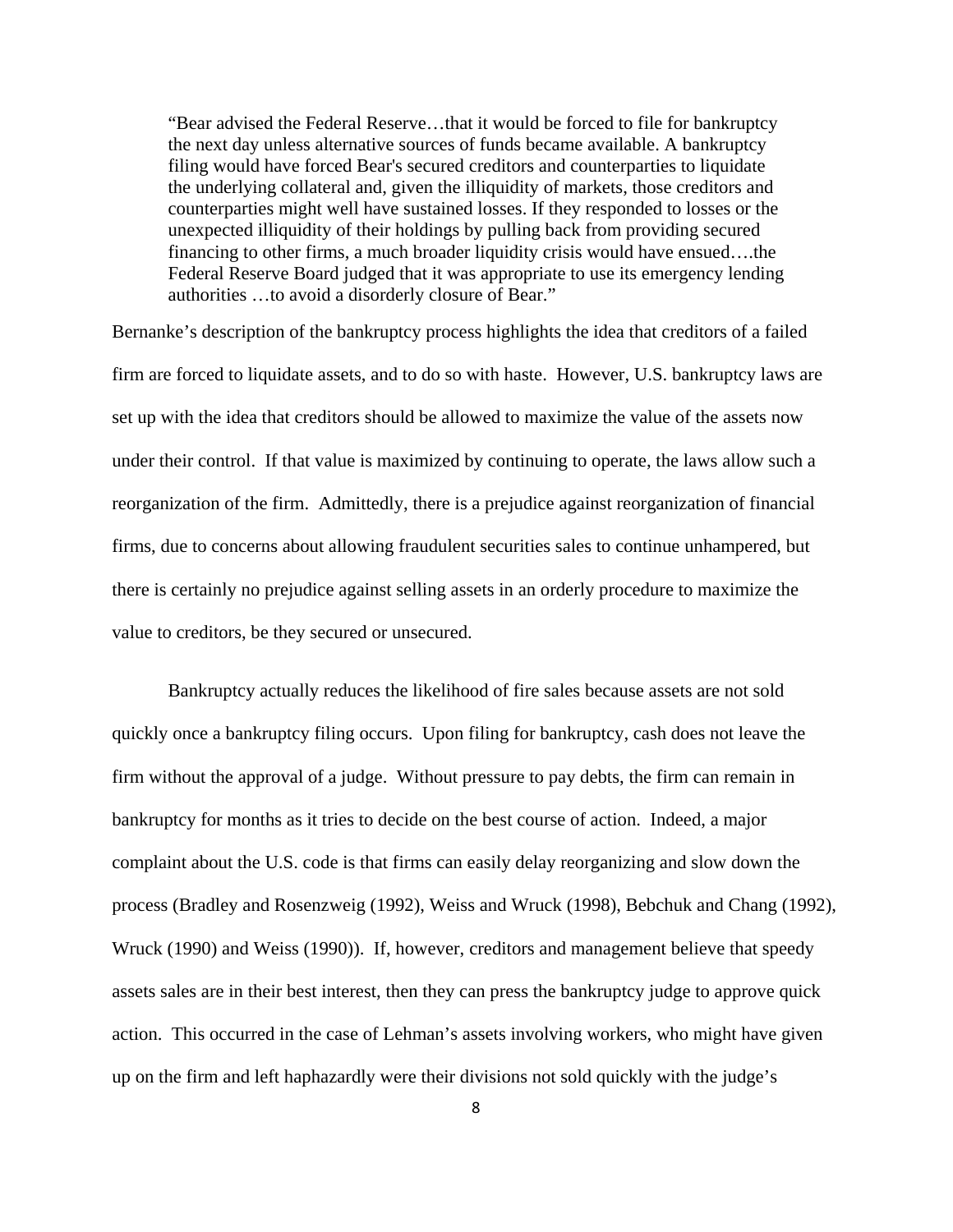> "Bear advised the Federal Reserve…that it would be forced to file for bankruptcy the next day unless alternative sources of funds became available. A bankruptcy filing would have forced Bear's secured creditors and counterparties to liquidate the underlying collateral and, given the illiquidity of markets, those creditors and counterparties might well have sustained losses. If they responded to losses or the unexpected illiquidity of their holdings by pulling back from providing secured financing to other firms, a much broader liquidity crisis would have ensued….the Federal Reserve Board judged that it was appropriate to use its emergency lending authorities …to avoid a disorderly closure of Bear."

Bernanke's description of the bankruptcy process highlights the idea that creditors of a failed firm are forced to liquidate assets, and to do so with haste. However, U.S. bankruptcy laws are set up with the idea that creditors should be allowed to maximize the value of the assets now under their control. If that value is maximized by continuing to operate, the laws allow such a reorganization of the firm. Admittedly, there is a prejudice against reorganization of financial firms, due to concerns about allowing fraudulent securities sales to continue unhampered, but there is certainly no prejudice against selling assets in an orderly procedure to maximize the value to creditors, be they secured or unsecured.

Bankruptcy actually reduces the likelihood of fire sales because assets are not sold quickly once a bankruptcy filing occurs. Upon filing for bankruptcy, cash does not leave the firm without the approval of a judge. Without pressure to pay debts, the firm can remain in bankruptcy for months as it tries to decide on the best course of action. Indeed, a major complaint about the U.S. code is that firms can easily delay reorganizing and slow down the process (Bradley and Rosenzweig (1992), Weiss and Wruck (1998), Bebchuk and Chang (1992), Wruck (1990) and Weiss (1990)). If, however, creditors and management believe that speedy assets sales are in their best interest, then they can press the bankruptcy judge to approve quick action. This occurred in the case of Lehman's assets involving workers, who might have given up on the firm and left haphazardly were their divisions not sold quickly with the judge's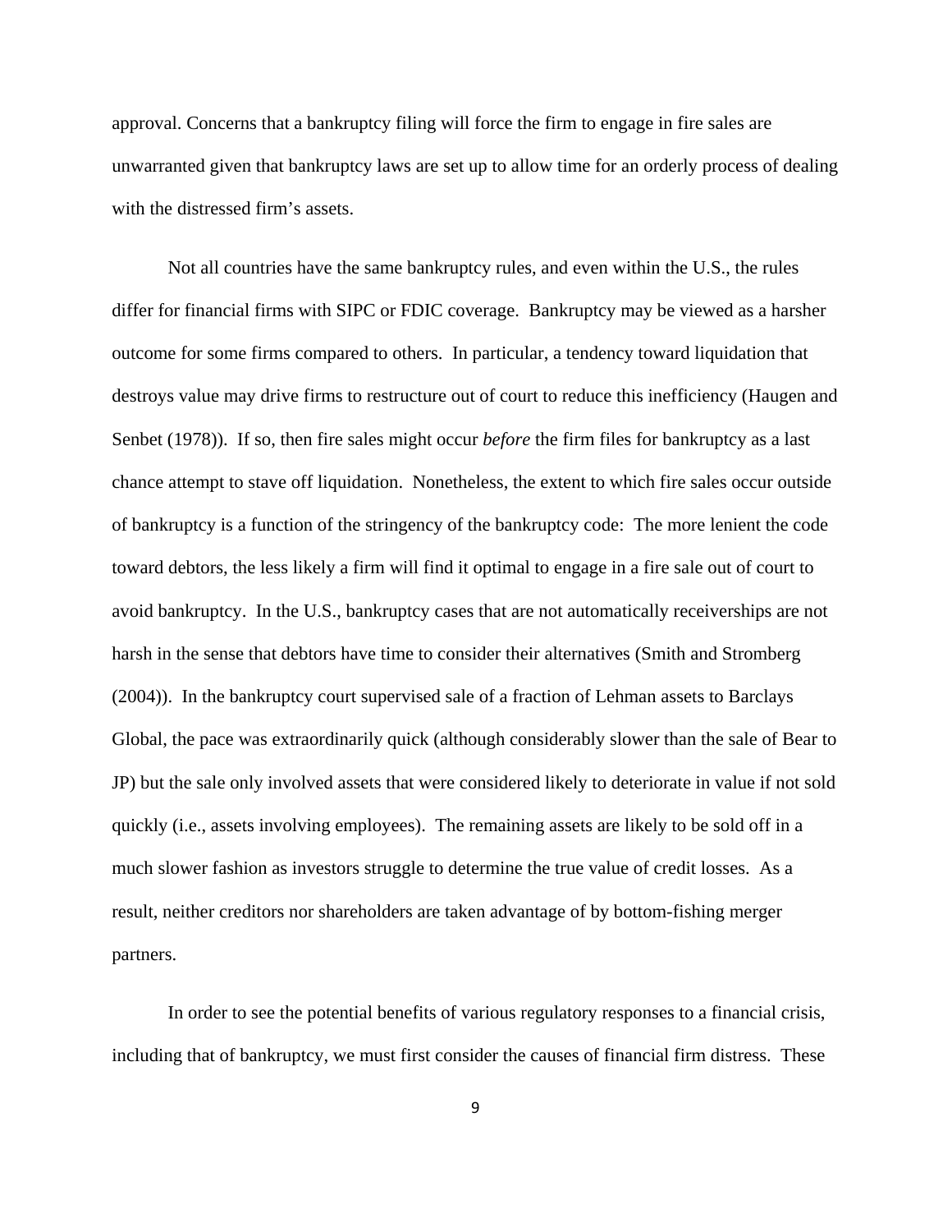approval. Concerns that a bankruptcy filing will force the firm to engage in fire sales are unwarranted given that bankruptcy laws are set up to allow time for an orderly process of dealing with the distressed firm's assets.

Not all countries have the same bankruptcy rules, and even within the U.S., the rules differ for financial firms with SIPC or FDIC coverage. Bankruptcy may be viewed as a harsher outcome for some firms compared to others. In particular, a tendency toward liquidation that destroys value may drive firms to restructure out of court to reduce this inefficiency (Haugen and Senbet (1978)). If so, then fire sales might occur *before* the firm files for bankruptcy as a last chance attempt to stave off liquidation. Nonetheless, the extent to which fire sales occur outside of bankruptcy is a function of the stringency of the bankruptcy code: The more lenient the code toward debtors, the less likely a firm will find it optimal to engage in a fire sale out of court to avoid bankruptcy. In the U.S., bankruptcy cases that are not automatically receiverships are not harsh in the sense that debtors have time to consider their alternatives (Smith and Stromberg (2004)). In the bankruptcy court supervised sale of a fraction of Lehman assets to Barclays Global, the pace was extraordinarily quick (although considerably slower than the sale of Bear to JP) but the sale only involved assets that were considered likely to deteriorate in value if not sold quickly (i.e., assets involving employees). The remaining assets are likely to be sold off in a much slower fashion as investors struggle to determine the true value of credit losses. As a result, neither creditors nor shareholders are taken advantage of by bottom-fishing merger partners.

In order to see the potential benefits of various regulatory responses to a financial crisis, including that of bankruptcy, we must first consider the causes of financial firm distress. These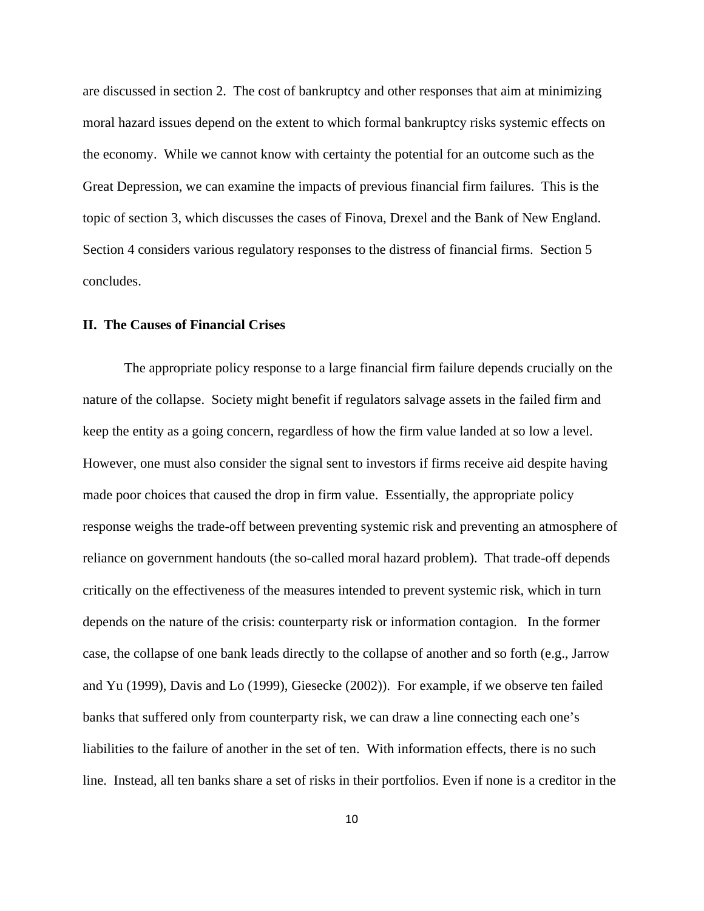are discussed in section 2. The cost of bankruptcy and other responses that aim at minimizing moral hazard issues depend on the extent to which formal bankruptcy risks systemic effects on the economy. While we cannot know with certainty the potential for an outcome such as the Great Depression, we can examine the impacts of previous financial firm failures. This is the topic of section 3, which discusses the cases of Finova, Drexel and the Bank of New England. Section 4 considers various regulatory responses to the distress of financial firms. Section 5 concludes.

## II. The Causes of Financial Crises

The appropriate policy response to a large financial firm failure depends crucially on the nature of the collapse. Society might benefit if regulators salvage assets in the failed firm and keep the entity as a going concern, regardless of how the firm value landed at so low a level. However, one must also consider the signal sent to investors if firms receive aid despite having made poor choices that caused the drop in firm value. Essentially, the appropriate policy response weighs the trade-off between preventing systemic risk and preventing an atmosphere of reliance on government handouts (the so-called moral hazard problem). That trade-off depends critically on the effectiveness of the measures intended to prevent systemic risk, which in turn depends on the nature of the crisis: counterparty risk or information contagion. In the former case, the collapse of one bank leads directly to the collapse of another and so forth (e.g., Jarrow and Yu (1999), Davis and Lo (1999), Giesecke (2002)). For example, if we observe ten failed banks that suffered only from counterparty risk, we can draw a line connecting each one's liabilities to the failure of another in the set of ten. With information effects, there is no such line. Instead, all ten banks share a set of risks in their portfolios. Even if none is a creditor in the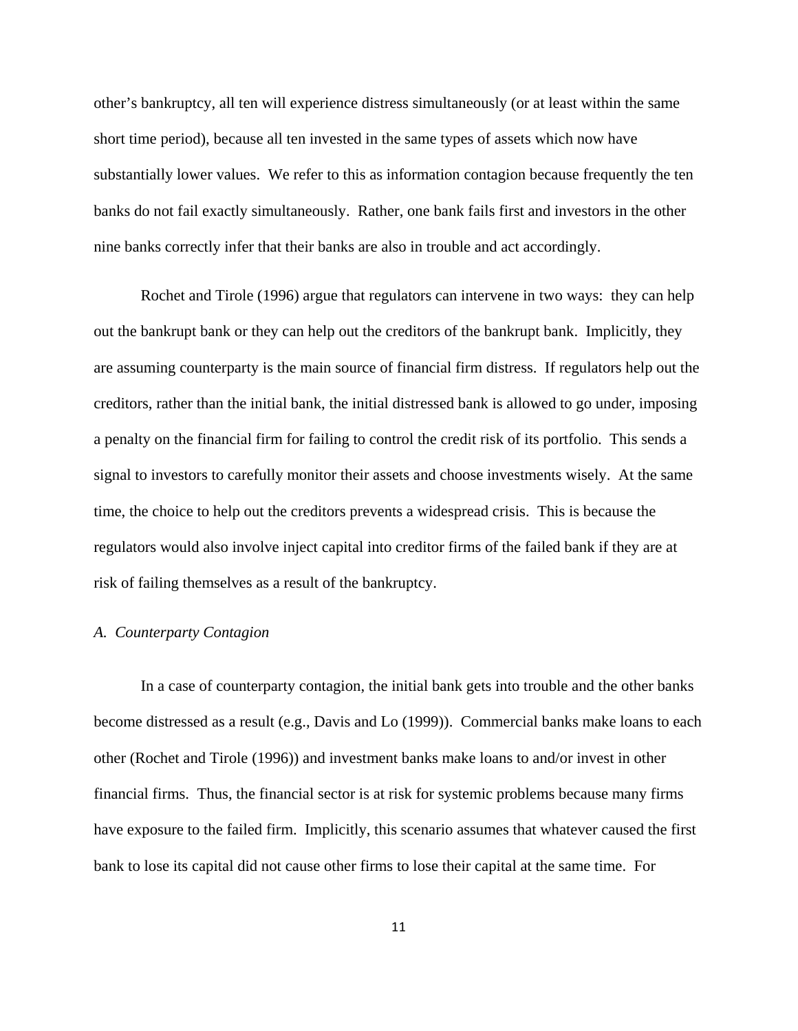other's bankruptcy, all ten will experience distress simultaneously (or at least within the same short time period), because all ten invested in the same types of assets which now have substantially lower values. We refer to this as information contagion because frequently the ten banks do not fail exactly simultaneously. Rather, one bank fails first and investors in the other nine banks correctly infer that their banks are also in trouble and act accordingly.

Rochet and Tirole (1996) argue that regulators can intervene in two ways: they can help out the bankrupt bank or they can help out the creditors of the bankrupt bank. Implicitly, they are assuming counterparty is the main source of financial firm distress. If regulators help out the creditors, rather than the initial bank, the initial distressed bank is allowed to go under, imposing a penalty on the financial firm for failing to control the credit risk of its portfolio. This sends a signal to investors to carefully monitor their assets and choose investments wisely. At the same time, the choice to help out the creditors prevents a widespread crisis. This is because the regulators would also involve inject capital into creditor firms of the failed bank if they are at risk of failing themselves as a result of the bankruptcy.

*A. Counterparty Contagion*

In a case of counterparty contagion, the initial bank gets into trouble and the other banks become distressed as a result (e.g., Davis and Lo (1999)). Commercial banks make loans to each other (Rochet and Tirole (1996)) and investment banks make loans to and/or invest in other financial firms. Thus, the financial sector is at risk for systemic problems because many firms have exposure to the failed firm. Implicitly, this scenario assumes that whatever caused the first bank to lose its capital did not cause other firms to lose their capital at the same time. For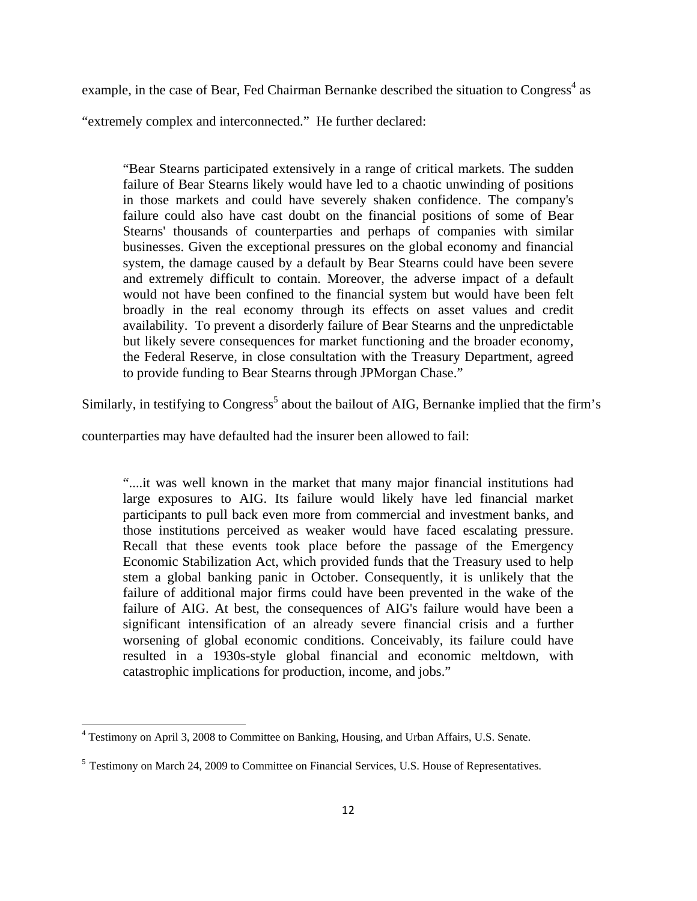example, in the case of Bear, Fed Chairman Bernanke described the situation to Congress[4] as "extremely complex and interconnected." He further declared:

> "Bear Stearns participated extensively in a range of critical markets. The sudden failure of Bear Stearns likely would have led to a chaotic unwinding of positions in those markets and could have severely shaken confidence. The company's failure could also have cast doubt on the financial positions of some of Bear Stearns' thousands of counterparties and perhaps of companies with similar businesses. Given the exceptional pressures on the global economy and financial system, the damage caused by a default by Bear Stearns could have been severe and extremely difficult to contain. Moreover, the adverse impact of a default would not have been confined to the financial system but would have been felt broadly in the real economy through its effects on asset values and credit availability. To prevent a disorderly failure of Bear Stearns and the unpredictable but likely severe consequences for market functioning and the broader economy, the Federal Reserve, in close consultation with the Treasury Department, agreed to provide funding to Bear Stearns through JPMorgan Chase."

Similarly, in testifying to Congress[5] about the bailout of AIG, Bernanke implied that the firm's counterparties may have defaulted had the insurer been allowed to fail:

> "....it was well known in the market that many major financial institutions had large exposures to AIG. Its failure would likely have led financial market participants to pull back even more from commercial and investment banks, and those institutions perceived as weaker would have faced escalating pressure. Recall that these events took place before the passage of the Emergency Economic Stabilization Act, which provided funds that the Treasury used to help stem a global banking panic in October. Consequently, it is unlikely that the failure of additional major firms could have been prevented in the wake of the failure of AIG. At best, the consequences of AIG's failure would have been a significant intensification of an already severe financial crisis and a further worsening of global economic conditions. Conceivably, its failure could have resulted in a 1930s-style global financial and economic meltdown, with catastrophic implications for production, income, and jobs."

---

[4] Testimony on April 3, 2008 to Committee on Banking, Housing, and Urban Affairs, U.S. Senate.

[5] Testimony on March 24, 2009 to Committee on Financial Services, U.S. House of Representatives.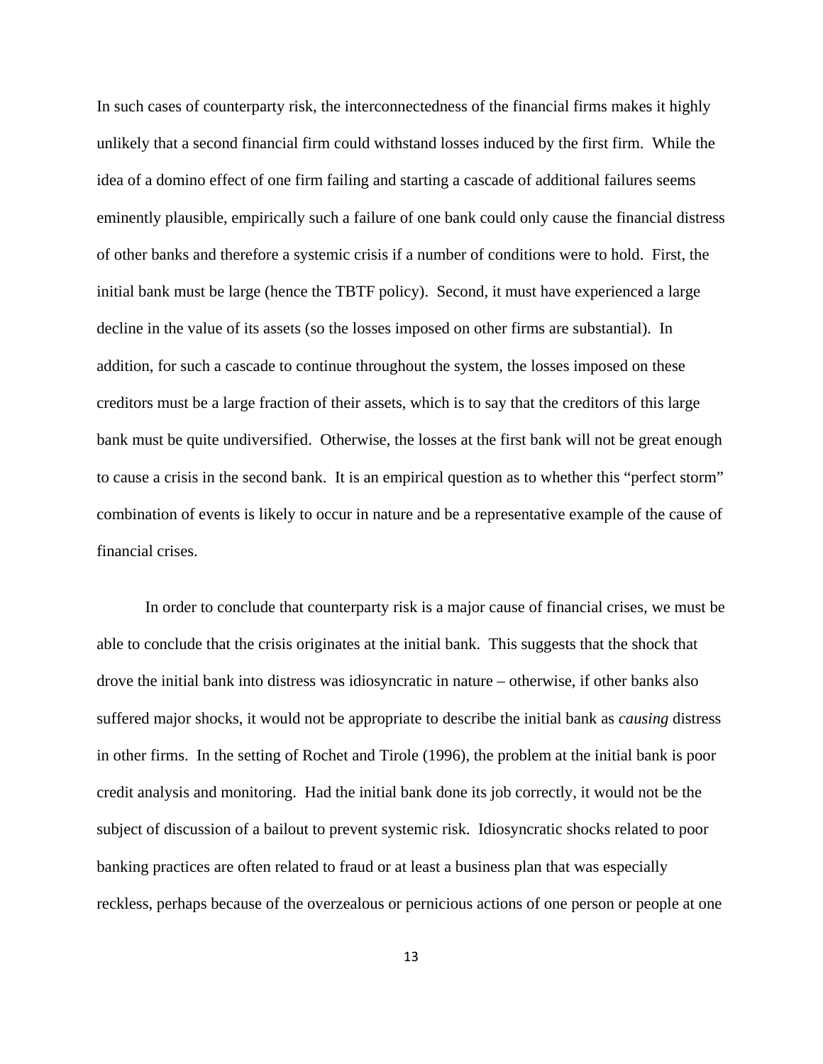In such cases of counterparty risk, the interconnectedness of the financial firms makes it highly unlikely that a second financial firm could withstand losses induced by the first firm. While the idea of a domino effect of one firm failing and starting a cascade of additional failures seems eminently plausible, empirically such a failure of one bank could only cause the financial distress of other banks and therefore a systemic crisis if a number of conditions were to hold. First, the initial bank must be large (hence the TBTF policy). Second, it must have experienced a large decline in the value of its assets (so the losses imposed on other firms are substantial). In addition, for such a cascade to continue throughout the system, the losses imposed on these creditors must be a large fraction of their assets, which is to say that the creditors of this large bank must be quite undiversified. Otherwise, the losses at the first bank will not be great enough to cause a crisis in the second bank. It is an empirical question as to whether this "perfect storm" combination of events is likely to occur in nature and be a representative example of the cause of financial crises.

In order to conclude that counterparty risk is a major cause of financial crises, we must be able to conclude that the crisis originates at the initial bank. This suggests that the shock that drove the initial bank into distress was idiosyncratic in nature – otherwise, if other banks also suffered major shocks, it would not be appropriate to describe the initial bank as *causing* distress in other firms. In the setting of Rochet and Tirole (1996), the problem at the initial bank is poor credit analysis and monitoring. Had the initial bank done its job correctly, it would not be the subject of discussion of a bailout to prevent systemic risk. Idiosyncratic shocks related to poor banking practices are often related to fraud or at least a business plan that was especially reckless, perhaps because of the overzealous or pernicious actions of one person or people at one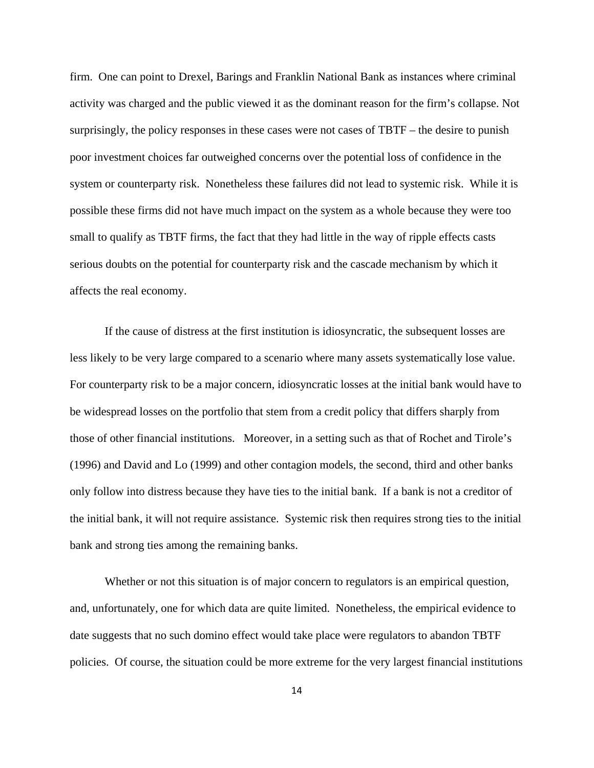firm. One can point to Drexel, Barings and Franklin National Bank as instances where criminal activity was charged and the public viewed it as the dominant reason for the firm's collapse. Not surprisingly, the policy responses in these cases were not cases of TBTF – the desire to punish poor investment choices far outweighed concerns over the potential loss of confidence in the system or counterparty risk. Nonetheless these failures did not lead to systemic risk. While it is possible these firms did not have much impact on the system as a whole because they were too small to qualify as TBTF firms, the fact that they had little in the way of ripple effects casts serious doubts on the potential for counterparty risk and the cascade mechanism by which it affects the real economy.

If the cause of distress at the first institution is idiosyncratic, the subsequent losses are less likely to be very large compared to a scenario where many assets systematically lose value. For counterparty risk to be a major concern, idiosyncratic losses at the initial bank would have to be widespread losses on the portfolio that stem from a credit policy that differs sharply from those of other financial institutions. Moreover, in a setting such as that of Rochet and Tirole's (1996) and David and Lo (1999) and other contagion models, the second, third and other banks only follow into distress because they have ties to the initial bank. If a bank is not a creditor of the initial bank, it will not require assistance. Systemic risk then requires strong ties to the initial bank and strong ties among the remaining banks.

Whether or not this situation is of major concern to regulators is an empirical question, and, unfortunately, one for which data are quite limited. Nonetheless, the empirical evidence to date suggests that no such domino effect would take place were regulators to abandon TBTF policies. Of course, the situation could be more extreme for the very largest financial institutions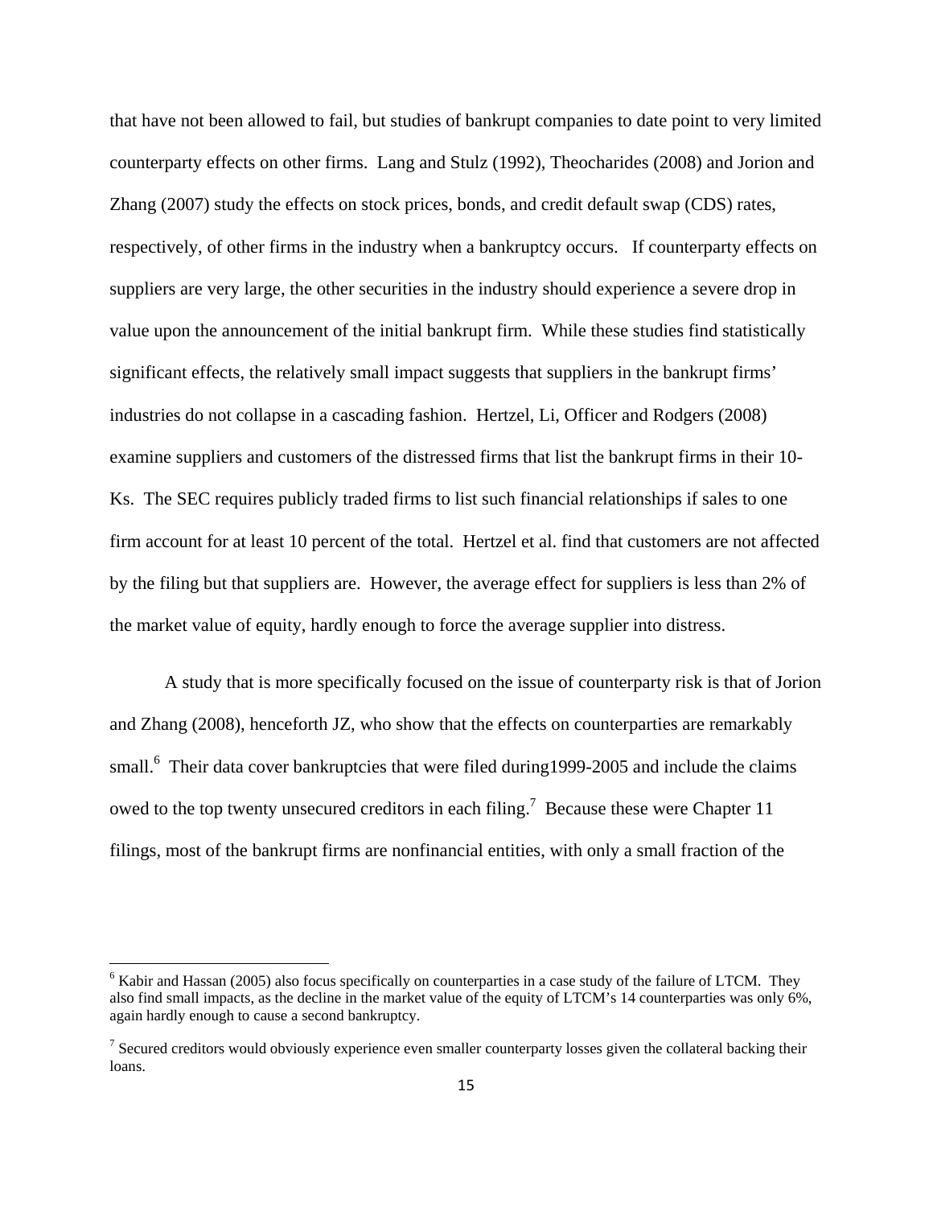that have not been allowed to fail, but studies of bankrupt companies to date point to very limited counterparty effects on other firms. Lang and Stulz (1992), Theocharides (2008) and Jorion and Zhang (2007) study the effects on stock prices, bonds, and credit default swap (CDS) rates, respectively, of other firms in the industry when a bankruptcy occurs. If counterparty effects on suppliers are very large, the other securities in the industry should experience a severe drop in value upon the announcement of the initial bankrupt firm. While these studies find statistically significant effects, the relatively small impact suggests that suppliers in the bankrupt firms' industries do not collapse in a cascading fashion. Hertzel, Li, Officer and Rodgers (2008) examine suppliers and customers of the distressed firms that list the bankrupt firms in their 10-Ks. The SEC requires publicly traded firms to list such financial relationships if sales to one firm account for at least 10 percent of the total. Hertzel et al. find that customers are not affected by the filing but that suppliers are. However, the average effect for suppliers is less than 2% of the market value of equity, hardly enough to force the average supplier into distress.

A study that is more specifically focused on the issue of counterparty risk is that of Jorion and Zhang (2008), henceforth JZ, who show that the effects on counterparties are remarkably small.[6] Their data cover bankruptcies that were filed during1999-2005 and include the claims owed to the top twenty unsecured creditors in each filing.[7] Because these were Chapter 11 filings, most of the bankrupt firms are nonfinancial entities, with only a small fraction of the

[6] Kabir and Hassan (2005) also focus specifically on counterparties in a case study of the failure of LTCM. They also find small impacts, as the decline in the market value of the equity of LTCM's 14 counterparties was only 6%, again hardly enough to cause a second bankruptcy.

[7] Secured creditors would obviously experience even smaller counterparty losses given the collateral backing their loans.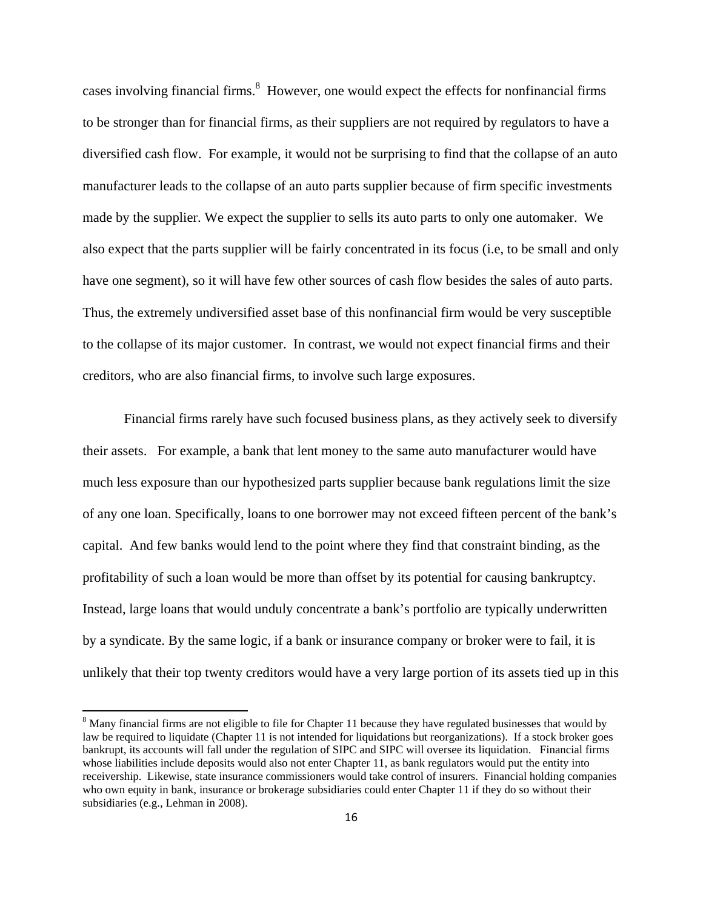cases involving financial firms.[8] However, one would expect the effects for nonfinancial firms to be stronger than for financial firms, as their suppliers are not required by regulators to have a diversified cash flow. For example, it would not be surprising to find that the collapse of an auto manufacturer leads to the collapse of an auto parts supplier because of firm specific investments made by the supplier. We expect the supplier to sells its auto parts to only one automaker. We also expect that the parts supplier will be fairly concentrated in its focus (i.e, to be small and only have one segment), so it will have few other sources of cash flow besides the sales of auto parts. Thus, the extremely undiversified asset base of this nonfinancial firm would be very susceptible to the collapse of its major customer. In contrast, we would not expect financial firms and their creditors, who are also financial firms, to involve such large exposures.

Financial firms rarely have such focused business plans, as they actively seek to diversify their assets. For example, a bank that lent money to the same auto manufacturer would have much less exposure than our hypothesized parts supplier because bank regulations limit the size of any one loan. Specifically, loans to one borrower may not exceed fifteen percent of the bank's capital. And few banks would lend to the point where they find that constraint binding, as the profitability of such a loan would be more than offset by its potential for causing bankruptcy. Instead, large loans that would unduly concentrate a bank's portfolio are typically underwritten by a syndicate. By the same logic, if a bank or insurance company or broker were to fail, it is unlikely that their top twenty creditors would have a very large portion of its assets tied up in this

[8] Many financial firms are not eligible to file for Chapter 11 because they have regulated businesses that would by law be required to liquidate (Chapter 11 is not intended for liquidations but reorganizations). If a stock broker goes bankrupt, its accounts will fall under the regulation of SIPC and SIPC will oversee its liquidation. Financial firms whose liabilities include deposits would also not enter Chapter 11, as bank regulators would put the entity into receivership. Likewise, state insurance commissioners would take control of insurers. Financial holding companies who own equity in bank, insurance or brokerage subsidiaries could enter Chapter 11 if they do so without their subsidiaries (e.g., Lehman in 2008).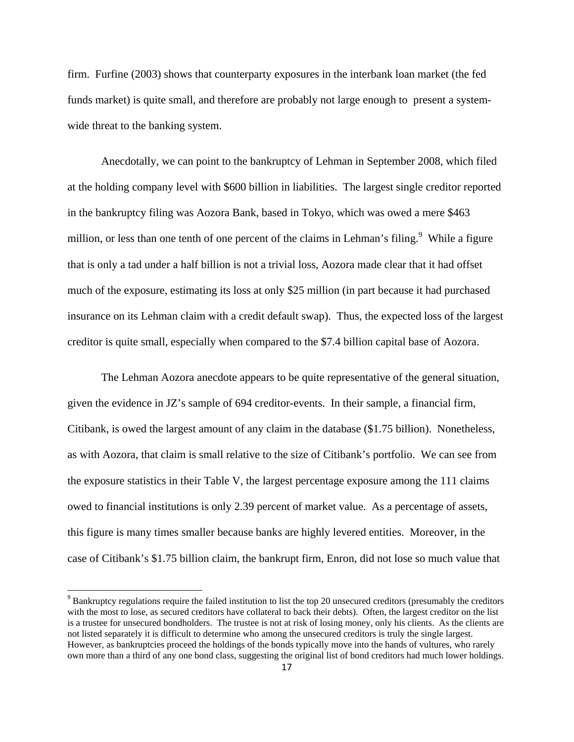firm. Furfine (2003) shows that counterparty exposures in the interbank loan market (the fed funds market) is quite small, and therefore are probably not large enough to present a system-wide threat to the banking system.

Anecdotally, we can point to the bankruptcy of Lehman in September 2008, which filed at the holding company level with $600 billion in liabilities. The largest single creditor reported in the bankruptcy filing was Aozora Bank, based in Tokyo, which was owed a mere $463 million, or less than one tenth of one percent of the claims in Lehman's filing.[9] While a figure that is only a tad under a half billion is not a trivial loss, Aozora made clear that it had offset much of the exposure, estimating its loss at only $25 million (in part because it had purchased insurance on its Lehman claim with a credit default swap). Thus, the expected loss of the largest creditor is quite small, especially when compared to the $7.4 billion capital base of Aozora.

The Lehman Aozora anecdote appears to be quite representative of the general situation, given the evidence in JZ's sample of 694 creditor-events. In their sample, a financial firm, Citibank, is owed the largest amount of any claim in the database ($1.75 billion). Nonetheless, as with Aozora, that claim is small relative to the size of Citibank's portfolio. We can see from the exposure statistics in their Table V, the largest percentage exposure among the 111 claims owed to financial institutions is only 2.39 percent of market value. As a percentage of assets, this figure is many times smaller because banks are highly levered entities. Moreover, in the case of Citibank's $1.75 billion claim, the bankrupt firm, Enron, did not lose so much value that

[9] Bankruptcy regulations require the failed institution to list the top 20 unsecured creditors (presumably the creditors with the most to lose, as secured creditors have collateral to back their debts). Often, the largest creditor on the list is a trustee for unsecured bondholders. The trustee is not at risk of losing money, only his clients. As the clients are not listed separately it is difficult to determine who among the unsecured creditors is truly the single largest. However, as bankruptcies proceed the holdings of the bonds typically move into the hands of vultures, who rarely own more than a third of any one bond class, suggesting the original list of bond creditors had much lower holdings.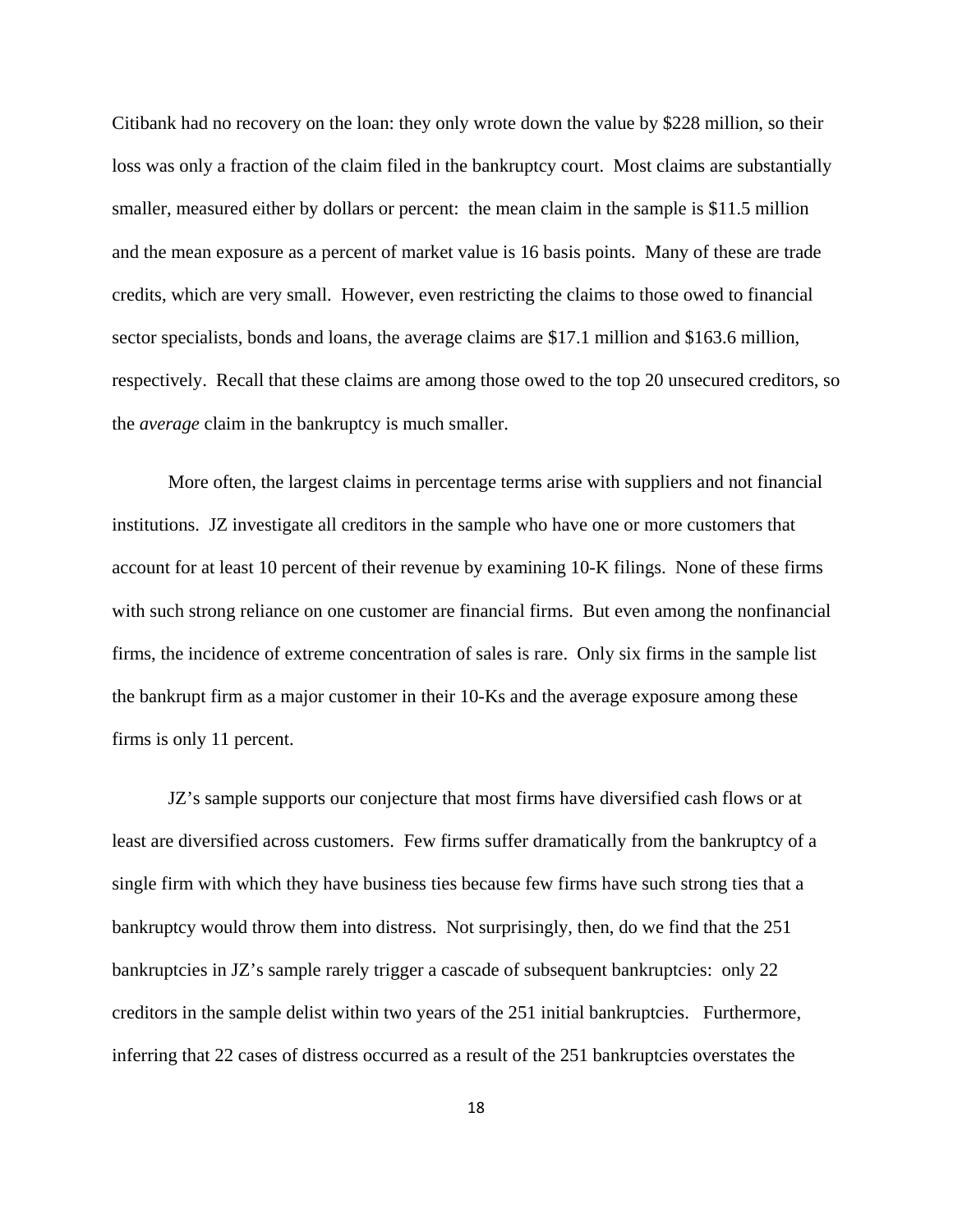Citibank had no recovery on the loan: they only wrote down the value by $228 million, so their loss was only a fraction of the claim filed in the bankruptcy court. Most claims are substantially smaller, measured either by dollars or percent: the mean claim in the sample is $11.5 million and the mean exposure as a percent of market value is 16 basis points. Many of these are trade credits, which are very small. However, even restricting the claims to those owed to financial sector specialists, bonds and loans, the average claims are $17.1 million and $163.6 million, respectively. Recall that these claims are among those owed to the top 20 unsecured creditors, so the *average* claim in the bankruptcy is much smaller.

More often, the largest claims in percentage terms arise with suppliers and not financial institutions. JZ investigate all creditors in the sample who have one or more customers that account for at least 10 percent of their revenue by examining 10-K filings. None of these firms with such strong reliance on one customer are financial firms. But even among the nonfinancial firms, the incidence of extreme concentration of sales is rare. Only six firms in the sample list the bankrupt firm as a major customer in their 10-Ks and the average exposure among these firms is only 11 percent.

JZ's sample supports our conjecture that most firms have diversified cash flows or at least are diversified across customers. Few firms suffer dramatically from the bankruptcy of a single firm with which they have business ties because few firms have such strong ties that a bankruptcy would throw them into distress. Not surprisingly, then, do we find that the 251 bankruptcies in JZ's sample rarely trigger a cascade of subsequent bankruptcies: only 22 creditors in the sample delist within two years of the 251 initial bankruptcies. Furthermore, inferring that 22 cases of distress occurred as a result of the 251 bankruptcies overstates the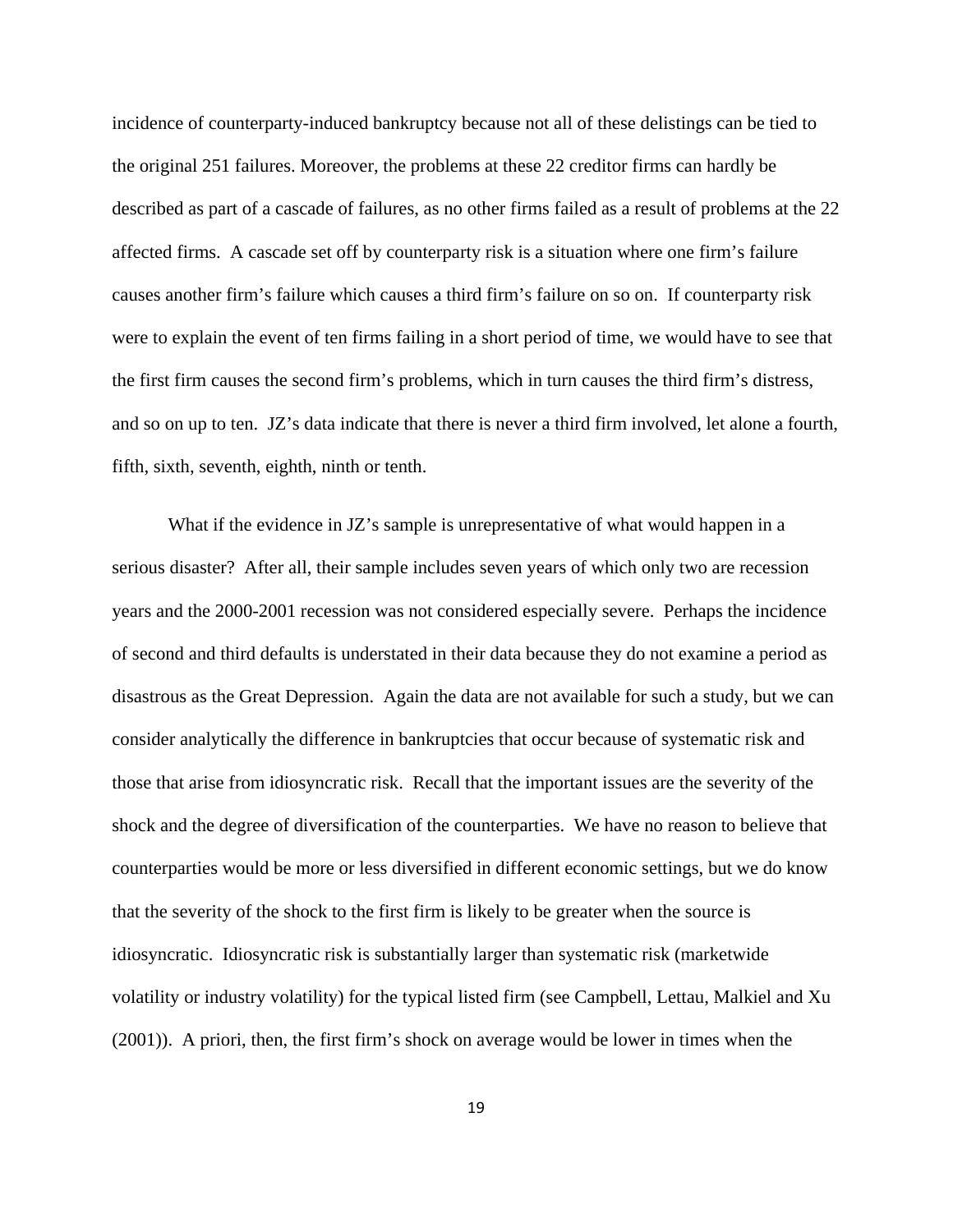incidence of counterparty-induced bankruptcy because not all of these delistings can be tied to the original 251 failures. Moreover, the problems at these 22 creditor firms can hardly be described as part of a cascade of failures, as no other firms failed as a result of problems at the 22 affected firms. A cascade set off by counterparty risk is a situation where one firm's failure causes another firm's failure which causes a third firm's failure on so on. If counterparty risk were to explain the event of ten firms failing in a short period of time, we would have to see that the first firm causes the second firm's problems, which in turn causes the third firm's distress, and so on up to ten. JZ's data indicate that there is never a third firm involved, let alone a fourth, fifth, sixth, seventh, eighth, ninth or tenth.

What if the evidence in JZ's sample is unrepresentative of what would happen in a serious disaster? After all, their sample includes seven years of which only two are recession years and the 2000-2001 recession was not considered especially severe. Perhaps the incidence of second and third defaults is understated in their data because they do not examine a period as disastrous as the Great Depression. Again the data are not available for such a study, but we can consider analytically the difference in bankruptcies that occur because of systematic risk and those that arise from idiosyncratic risk. Recall that the important issues are the severity of the shock and the degree of diversification of the counterparties. We have no reason to believe that counterparties would be more or less diversified in different economic settings, but we do know that the severity of the shock to the first firm is likely to be greater when the source is idiosyncratic. Idiosyncratic risk is substantially larger than systematic risk (marketwide volatility or industry volatility) for the typical listed firm (see Campbell, Lettau, Malkiel and Xu (2001)). A priori, then, the first firm's shock on average would be lower in times when the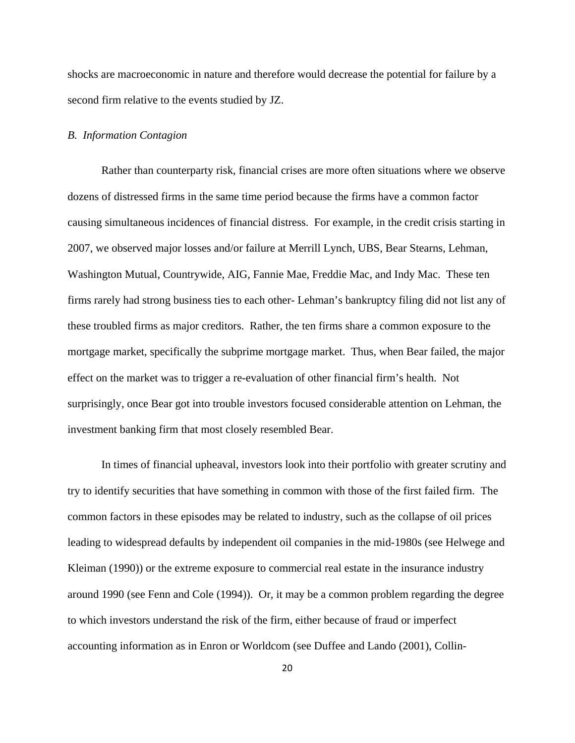shocks are macroeconomic in nature and therefore would decrease the potential for failure by a second firm relative to the events studied by JZ.

*B. Information Contagion*

Rather than counterparty risk, financial crises are more often situations where we observe dozens of distressed firms in the same time period because the firms have a common factor causing simultaneous incidences of financial distress. For example, in the credit crisis starting in 2007, we observed major losses and/or failure at Merrill Lynch, UBS, Bear Stearns, Lehman, Washington Mutual, Countrywide, AIG, Fannie Mae, Freddie Mac, and Indy Mac. These ten firms rarely had strong business ties to each other- Lehman's bankruptcy filing did not list any of these troubled firms as major creditors. Rather, the ten firms share a common exposure to the mortgage market, specifically the subprime mortgage market. Thus, when Bear failed, the major effect on the market was to trigger a re-evaluation of other financial firm's health. Not surprisingly, once Bear got into trouble investors focused considerable attention on Lehman, the investment banking firm that most closely resembled Bear.

In times of financial upheaval, investors look into their portfolio with greater scrutiny and try to identify securities that have something in common with those of the first failed firm. The common factors in these episodes may be related to industry, such as the collapse of oil prices leading to widespread defaults by independent oil companies in the mid-1980s (see Helwege and Kleiman (1990)) or the extreme exposure to commercial real estate in the insurance industry around 1990 (see Fenn and Cole (1994)). Or, it may be a common problem regarding the degree to which investors understand the risk of the firm, either because of fraud or imperfect accounting information as in Enron or Worldcom (see Duffee and Lando (2001), Collin-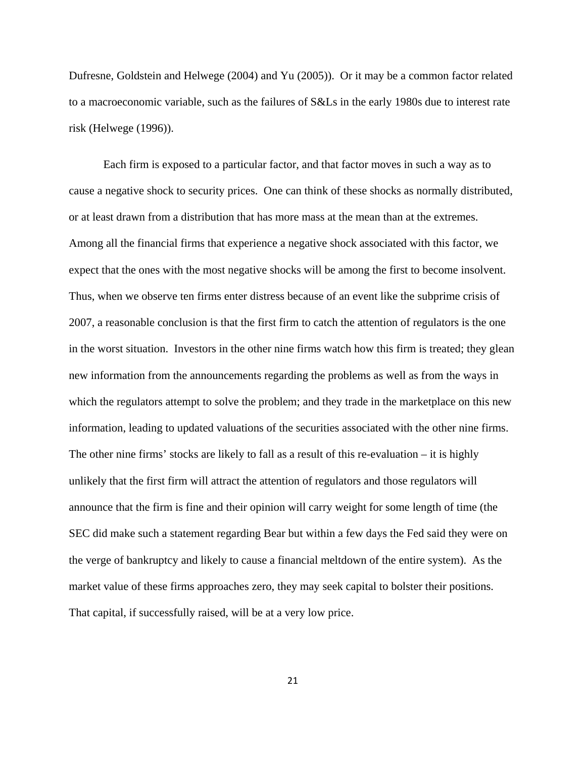Dufresne, Goldstein and Helwege (2004) and Yu (2005)). Or it may be a common factor related to a macroeconomic variable, such as the failures of S&Ls in the early 1980s due to interest rate risk (Helwege (1996)).

Each firm is exposed to a particular factor, and that factor moves in such a way as to cause a negative shock to security prices. One can think of these shocks as normally distributed, or at least drawn from a distribution that has more mass at the mean than at the extremes. Among all the financial firms that experience a negative shock associated with this factor, we expect that the ones with the most negative shocks will be among the first to become insolvent. Thus, when we observe ten firms enter distress because of an event like the subprime crisis of 2007, a reasonable conclusion is that the first firm to catch the attention of regulators is the one in the worst situation. Investors in the other nine firms watch how this firm is treated; they glean new information from the announcements regarding the problems as well as from the ways in which the regulators attempt to solve the problem; and they trade in the marketplace on this new information, leading to updated valuations of the securities associated with the other nine firms. The other nine firms' stocks are likely to fall as a result of this re-evaluation – it is highly unlikely that the first firm will attract the attention of regulators and those regulators will announce that the firm is fine and their opinion will carry weight for some length of time (the SEC did make such a statement regarding Bear but within a few days the Fed said they were on the verge of bankruptcy and likely to cause a financial meltdown of the entire system). As the market value of these firms approaches zero, they may seek capital to bolster their positions. That capital, if successfully raised, will be at a very low price.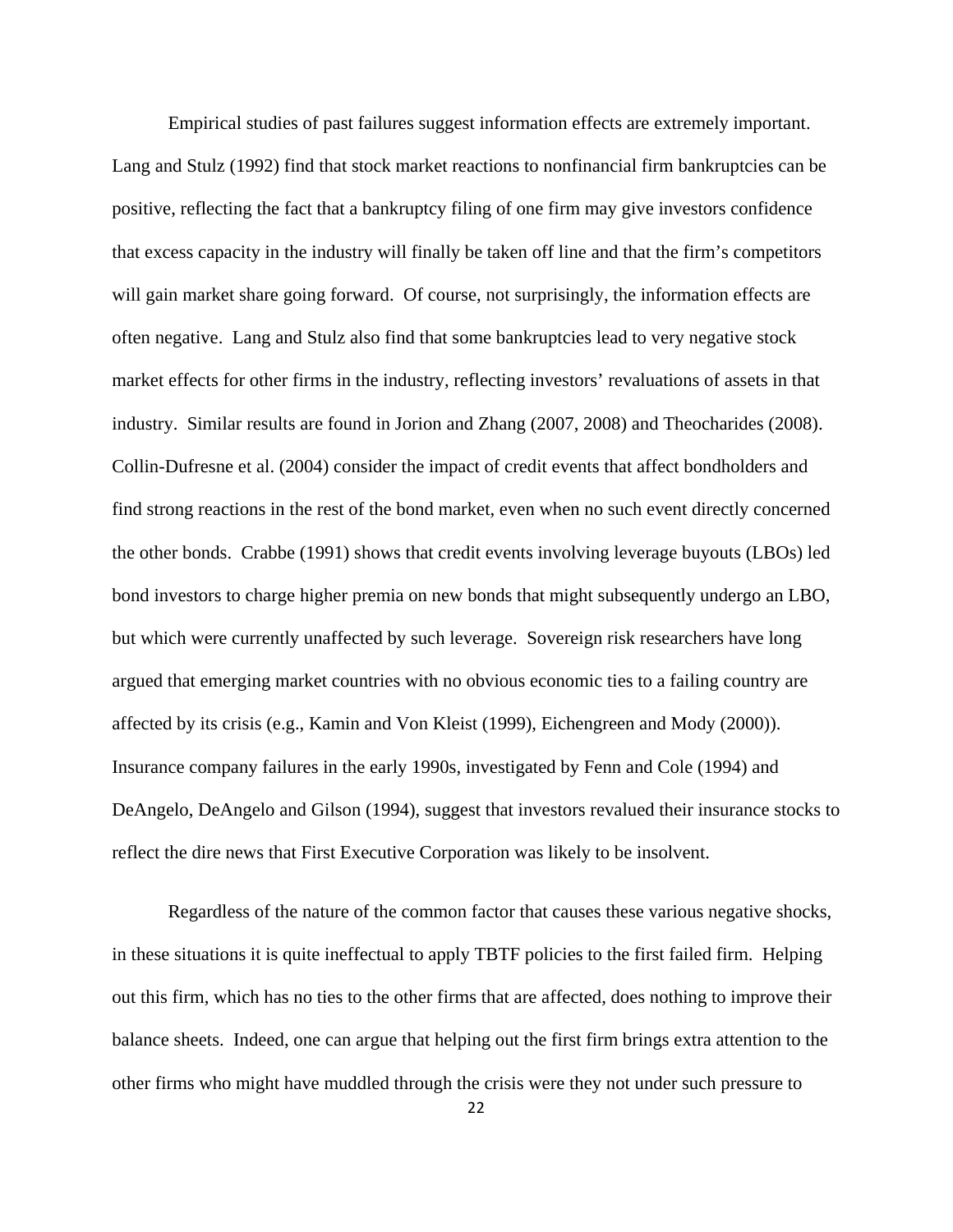Empirical studies of past failures suggest information effects are extremely important. Lang and Stulz (1992) find that stock market reactions to nonfinancial firm bankruptcies can be positive, reflecting the fact that a bankruptcy filing of one firm may give investors confidence that excess capacity in the industry will finally be taken off line and that the firm's competitors will gain market share going forward. Of course, not surprisingly, the information effects are often negative. Lang and Stulz also find that some bankruptcies lead to very negative stock market effects for other firms in the industry, reflecting investors' revaluations of assets in that industry. Similar results are found in Jorion and Zhang (2007, 2008) and Theocharides (2008). Collin-Dufresne et al. (2004) consider the impact of credit events that affect bondholders and find strong reactions in the rest of the bond market, even when no such event directly concerned the other bonds. Crabbe (1991) shows that credit events involving leverage buyouts (LBOs) led bond investors to charge higher premia on new bonds that might subsequently undergo an LBO, but which were currently unaffected by such leverage. Sovereign risk researchers have long argued that emerging market countries with no obvious economic ties to a failing country are affected by its crisis (e.g., Kamin and Von Kleist (1999), Eichengreen and Mody (2000)). Insurance company failures in the early 1990s, investigated by Fenn and Cole (1994) and DeAngelo, DeAngelo and Gilson (1994), suggest that investors revalued their insurance stocks to reflect the dire news that First Executive Corporation was likely to be insolvent.

Regardless of the nature of the common factor that causes these various negative shocks, in these situations it is quite ineffectual to apply TBTF policies to the first failed firm. Helping out this firm, which has no ties to the other firms that are affected, does nothing to improve their balance sheets. Indeed, one can argue that helping out the first firm brings extra attention to the other firms who might have muddled through the crisis were they not under such pressure to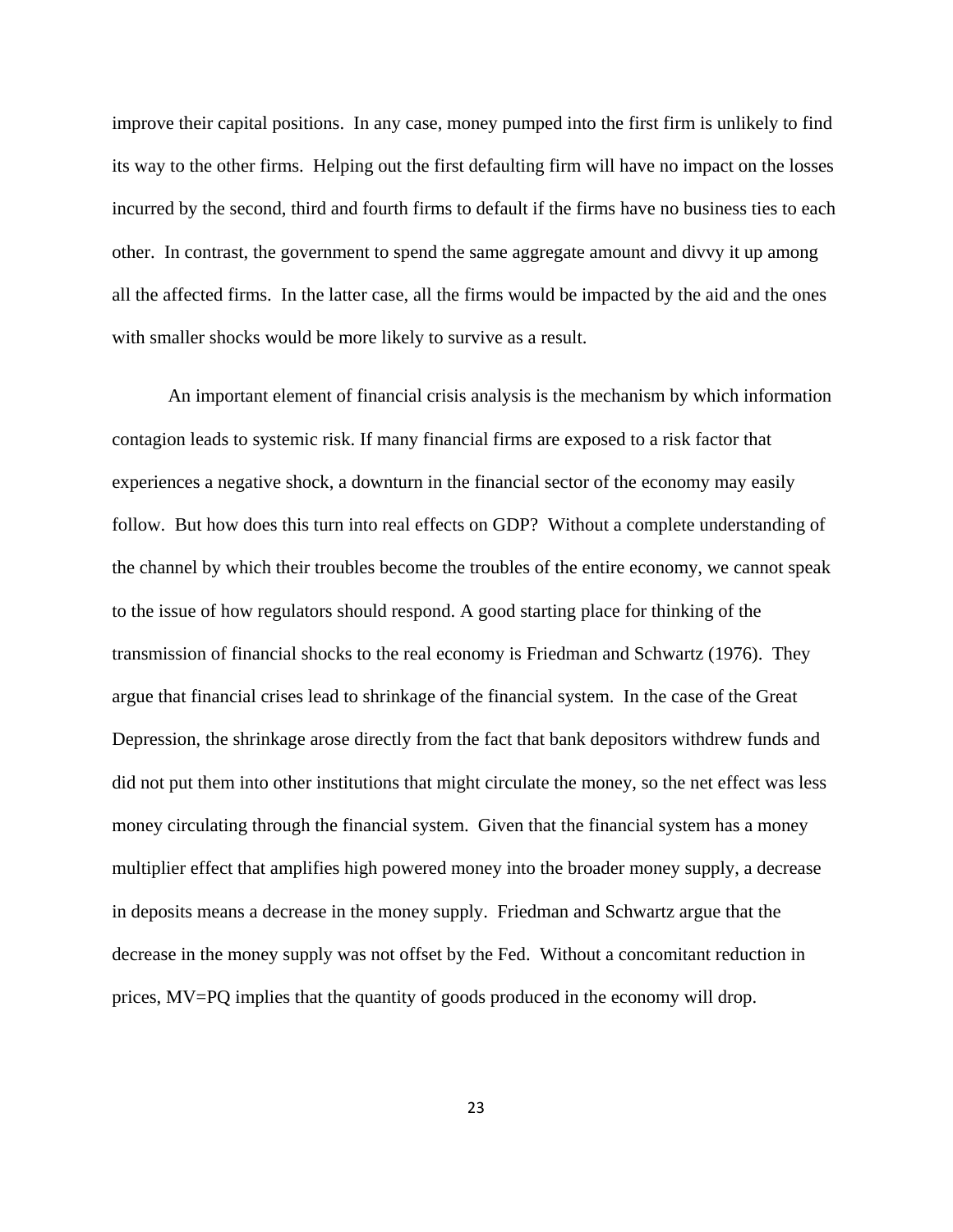improve their capital positions. In any case, money pumped into the first firm is unlikely to find its way to the other firms. Helping out the first defaulting firm will have no impact on the losses incurred by the second, third and fourth firms to default if the firms have no business ties to each other. In contrast, the government to spend the same aggregate amount and divvy it up among all the affected firms. In the latter case, all the firms would be impacted by the aid and the ones with smaller shocks would be more likely to survive as a result.

An important element of financial crisis analysis is the mechanism by which information contagion leads to systemic risk. If many financial firms are exposed to a risk factor that experiences a negative shock, a downturn in the financial sector of the economy may easily follow. But how does this turn into real effects on GDP? Without a complete understanding of the channel by which their troubles become the troubles of the entire economy, we cannot speak to the issue of how regulators should respond. A good starting place for thinking of the transmission of financial shocks to the real economy is Friedman and Schwartz (1976). They argue that financial crises lead to shrinkage of the financial system. In the case of the Great Depression, the shrinkage arose directly from the fact that bank depositors withdrew funds and did not put them into other institutions that might circulate the money, so the net effect was less money circulating through the financial system. Given that the financial system has a money multiplier effect that amplifies high powered money into the broader money supply, a decrease in deposits means a decrease in the money supply. Friedman and Schwartz argue that the decrease in the money supply was not offset by the Fed. Without a concomitant reduction in prices, $MV=PQ$ implies that the quantity of goods produced in the economy will drop.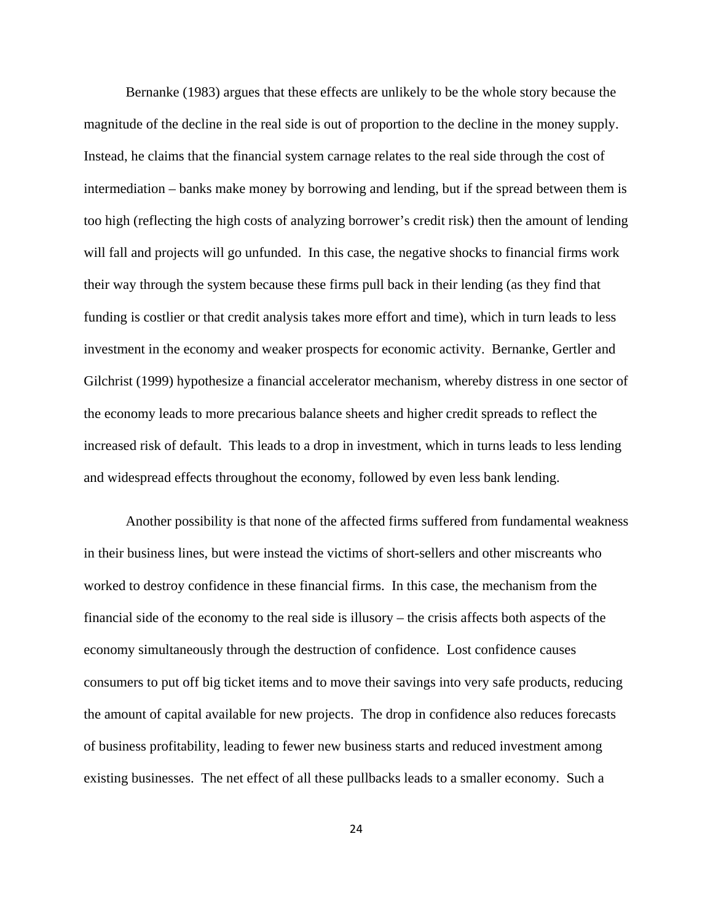Bernanke (1983) argues that these effects are unlikely to be the whole story because the magnitude of the decline in the real side is out of proportion to the decline in the money supply. Instead, he claims that the financial system carnage relates to the real side through the cost of intermediation – banks make money by borrowing and lending, but if the spread between them is too high (reflecting the high costs of analyzing borrower's credit risk) then the amount of lending will fall and projects will go unfunded. In this case, the negative shocks to financial firms work their way through the system because these firms pull back in their lending (as they find that funding is costlier or that credit analysis takes more effort and time), which in turn leads to less investment in the economy and weaker prospects for economic activity. Bernanke, Gertler and Gilchrist (1999) hypothesize a financial accelerator mechanism, whereby distress in one sector of the economy leads to more precarious balance sheets and higher credit spreads to reflect the increased risk of default. This leads to a drop in investment, which in turns leads to less lending and widespread effects throughout the economy, followed by even less bank lending.

Another possibility is that none of the affected firms suffered from fundamental weakness in their business lines, but were instead the victims of short-sellers and other miscreants who worked to destroy confidence in these financial firms. In this case, the mechanism from the financial side of the economy to the real side is illusory – the crisis affects both aspects of the economy simultaneously through the destruction of confidence. Lost confidence causes consumers to put off big ticket items and to move their savings into very safe products, reducing the amount of capital available for new projects. The drop in confidence also reduces forecasts of business profitability, leading to fewer new business starts and reduced investment among existing businesses. The net effect of all these pullbacks leads to a smaller economy. Such a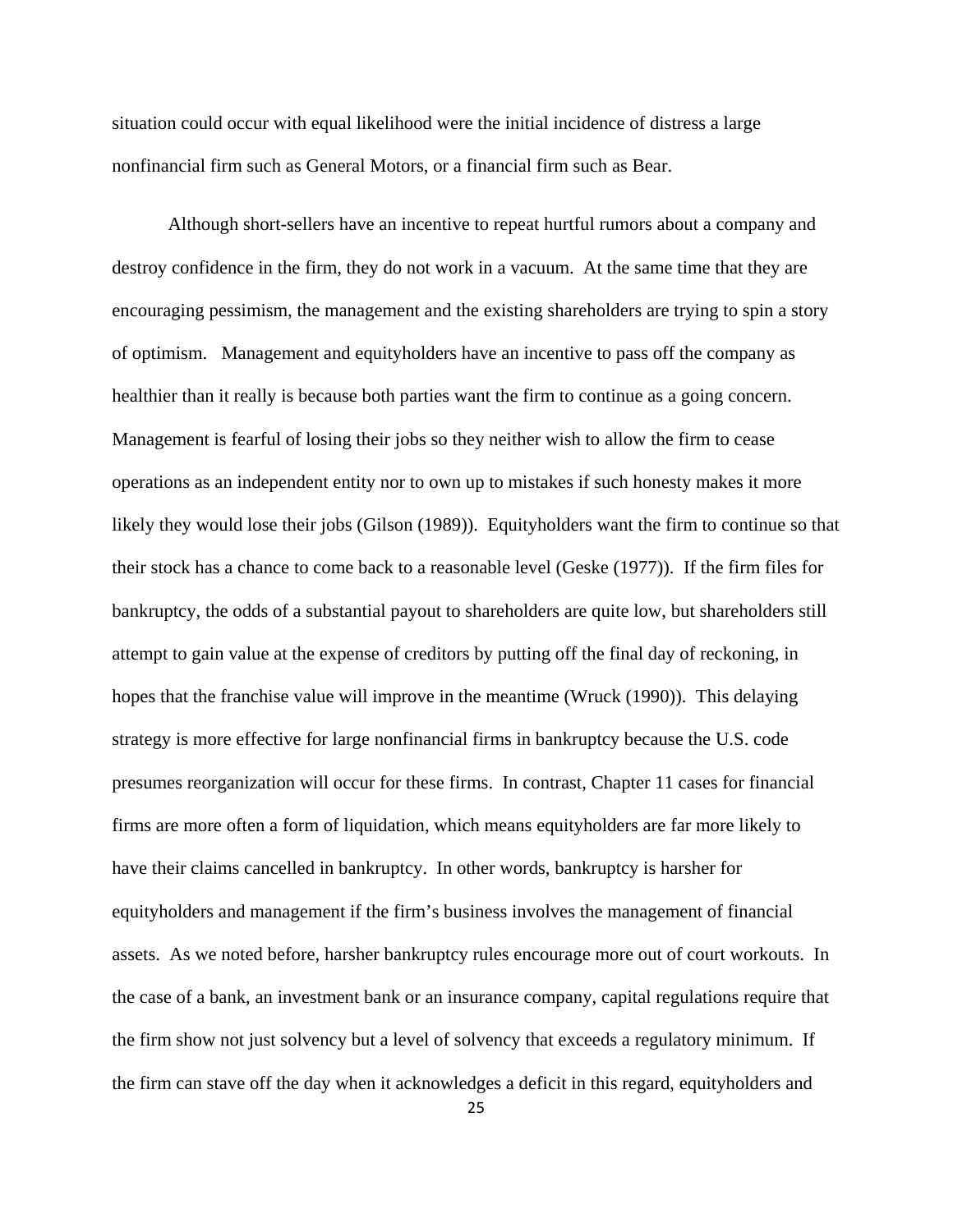situation could occur with equal likelihood were the initial incidence of distress a large nonfinancial firm such as General Motors, or a financial firm such as Bear.

Although short-sellers have an incentive to repeat hurtful rumors about a company and destroy confidence in the firm, they do not work in a vacuum. At the same time that they are encouraging pessimism, the management and the existing shareholders are trying to spin a story of optimism. Management and equityholders have an incentive to pass off the company as healthier than it really is because both parties want the firm to continue as a going concern. Management is fearful of losing their jobs so they neither wish to allow the firm to cease operations as an independent entity nor to own up to mistakes if such honesty makes it more likely they would lose their jobs (Gilson (1989)). Equityholders want the firm to continue so that their stock has a chance to come back to a reasonable level (Geske (1977)). If the firm files for bankruptcy, the odds of a substantial payout to shareholders are quite low, but shareholders still attempt to gain value at the expense of creditors by putting off the final day of reckoning, in hopes that the franchise value will improve in the meantime (Wruck (1990)). This delaying strategy is more effective for large nonfinancial firms in bankruptcy because the U.S. code presumes reorganization will occur for these firms. In contrast, Chapter 11 cases for financial firms are more often a form of liquidation, which means equityholders are far more likely to have their claims cancelled in bankruptcy. In other words, bankruptcy is harsher for equityholders and management if the firm's business involves the management of financial assets. As we noted before, harsher bankruptcy rules encourage more out of court workouts. In the case of a bank, an investment bank or an insurance company, capital regulations require that the firm show not just solvency but a level of solvency that exceeds a regulatory minimum. If the firm can stave off the day when it acknowledges a deficit in this regard, equityholders and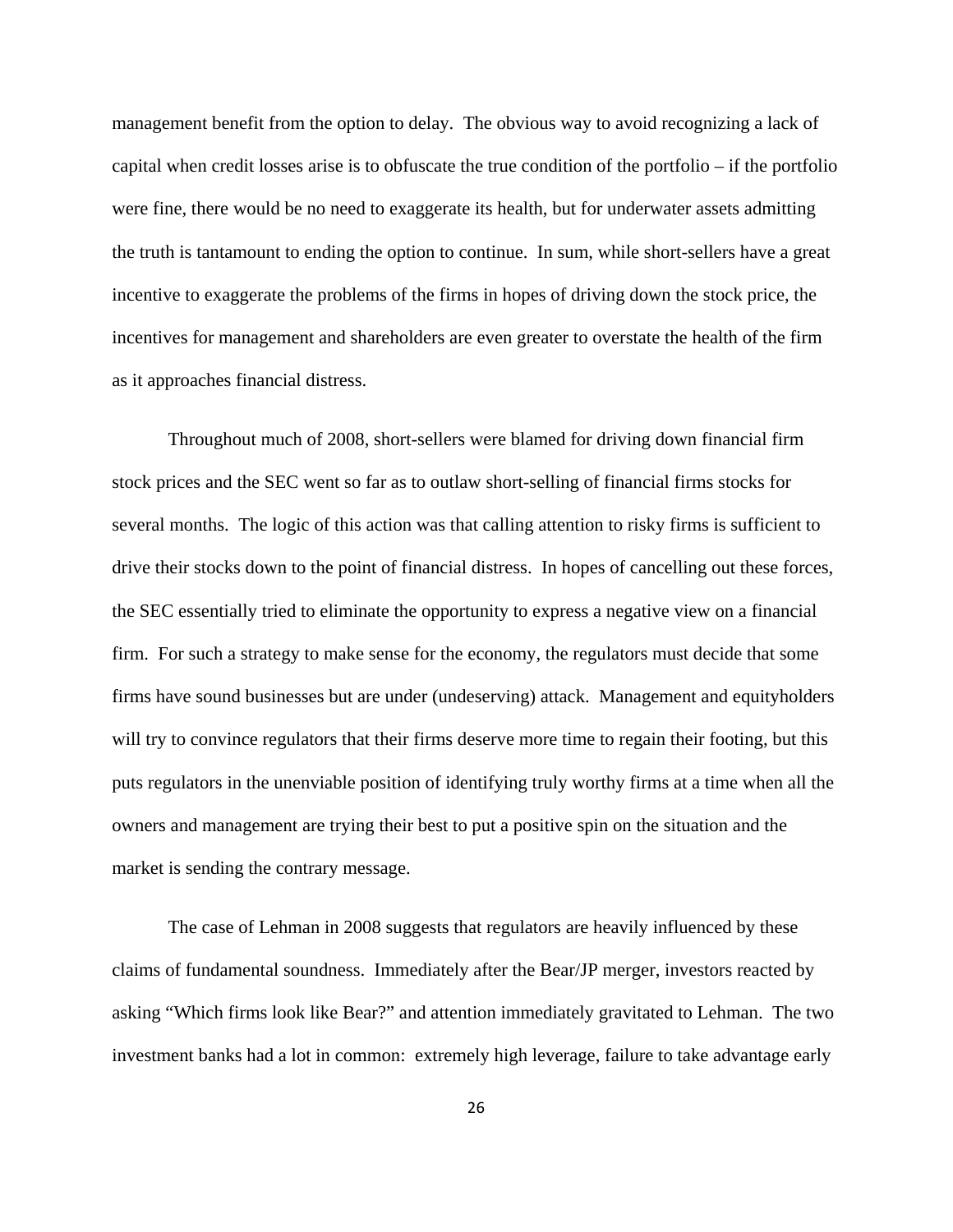management benefit from the option to delay. The obvious way to avoid recognizing a lack of capital when credit losses arise is to obfuscate the true condition of the portfolio – if the portfolio were fine, there would be no need to exaggerate its health, but for underwater assets admitting the truth is tantamount to ending the option to continue. In sum, while short-sellers have a great incentive to exaggerate the problems of the firms in hopes of driving down the stock price, the incentives for management and shareholders are even greater to overstate the health of the firm as it approaches financial distress.

Throughout much of 2008, short-sellers were blamed for driving down financial firm stock prices and the SEC went so far as to outlaw short-selling of financial firms stocks for several months. The logic of this action was that calling attention to risky firms is sufficient to drive their stocks down to the point of financial distress. In hopes of cancelling out these forces, the SEC essentially tried to eliminate the opportunity to express a negative view on a financial firm. For such a strategy to make sense for the economy, the regulators must decide that some firms have sound businesses but are under (undeserving) attack. Management and equityholders will try to convince regulators that their firms deserve more time to regain their footing, but this puts regulators in the unenviable position of identifying truly worthy firms at a time when all the owners and management are trying their best to put a positive spin on the situation and the market is sending the contrary message.

The case of Lehman in 2008 suggests that regulators are heavily influenced by these claims of fundamental soundness. Immediately after the Bear/JP merger, investors reacted by asking "Which firms look like Bear?" and attention immediately gravitated to Lehman. The two investment banks had a lot in common: extremely high leverage, failure to take advantage early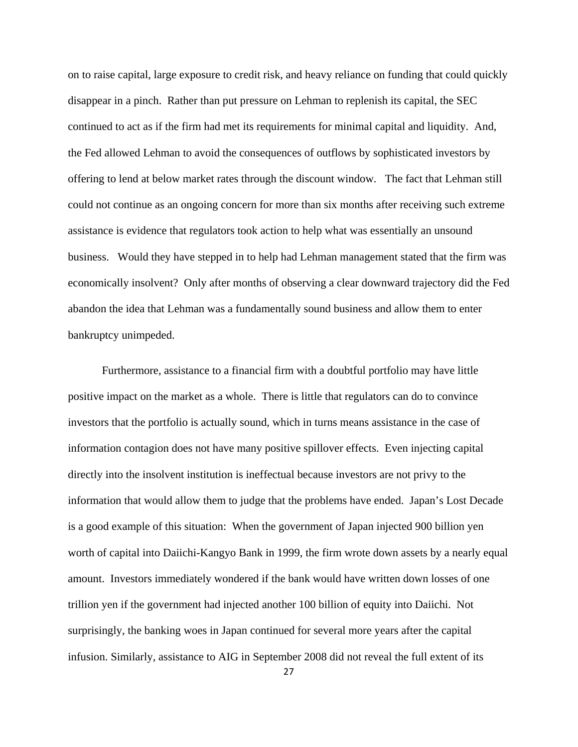on to raise capital, large exposure to credit risk, and heavy reliance on funding that could quickly disappear in a pinch. Rather than put pressure on Lehman to replenish its capital, the SEC continued to act as if the firm had met its requirements for minimal capital and liquidity. And, the Fed allowed Lehman to avoid the consequences of outflows by sophisticated investors by offering to lend at below market rates through the discount window. The fact that Lehman still could not continue as an ongoing concern for more than six months after receiving such extreme assistance is evidence that regulators took action to help what was essentially an unsound business. Would they have stepped in to help had Lehman management stated that the firm was economically insolvent? Only after months of observing a clear downward trajectory did the Fed abandon the idea that Lehman was a fundamentally sound business and allow them to enter bankruptcy unimpeded.

Furthermore, assistance to a financial firm with a doubtful portfolio may have little positive impact on the market as a whole. There is little that regulators can do to convince investors that the portfolio is actually sound, which in turns means assistance in the case of information contagion does not have many positive spillover effects. Even injecting capital directly into the insolvent institution is ineffectual because investors are not privy to the information that would allow them to judge that the problems have ended. Japan's Lost Decade is a good example of this situation: When the government of Japan injected 900 billion yen worth of capital into Daiichi-Kangyo Bank in 1999, the firm wrote down assets by a nearly equal amount. Investors immediately wondered if the bank would have written down losses of one trillion yen if the government had injected another 100 billion of equity into Daiichi. Not surprisingly, the banking woes in Japan continued for several more years after the capital infusion. Similarly, assistance to AIG in September 2008 did not reveal the full extent of its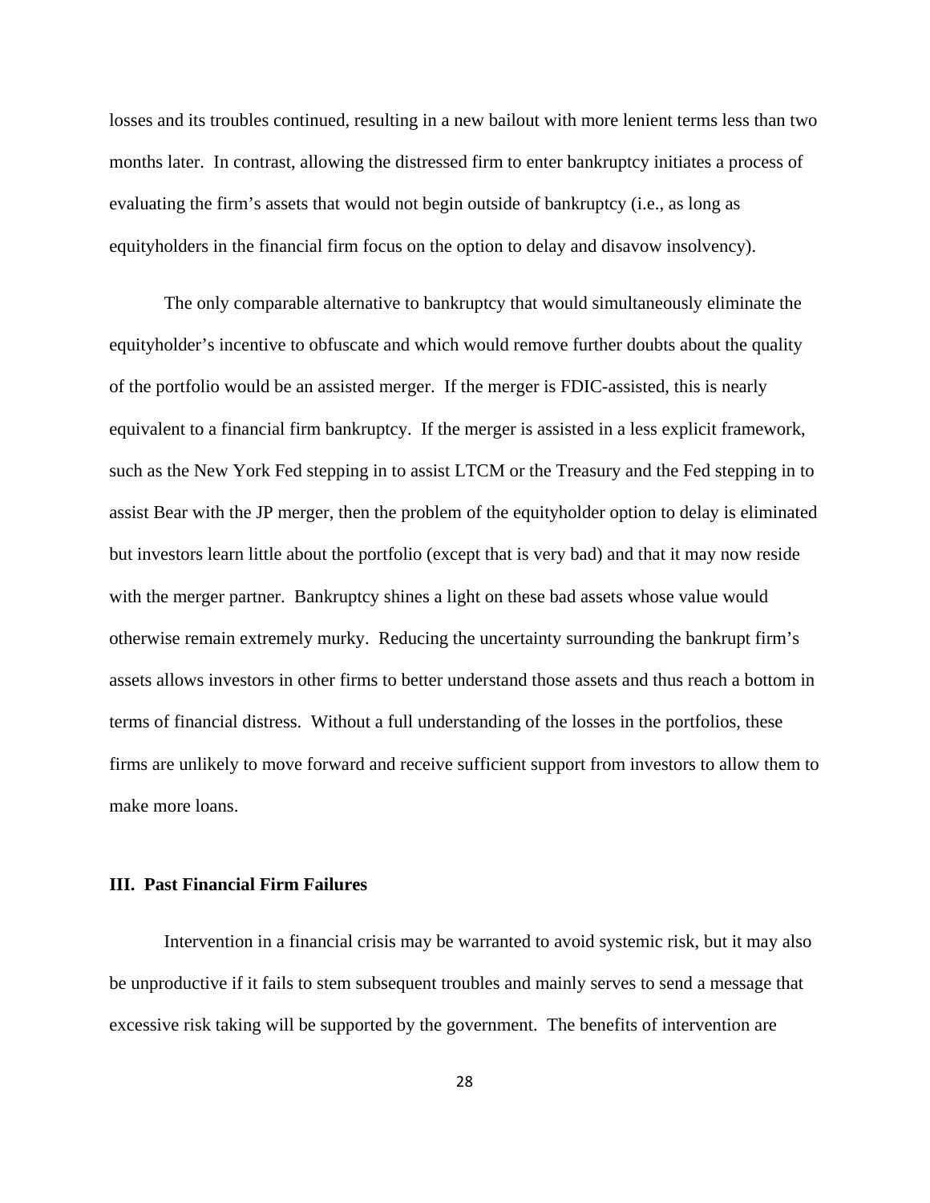losses and its troubles continued, resulting in a new bailout with more lenient terms less than two months later. In contrast, allowing the distressed firm to enter bankruptcy initiates a process of evaluating the firm's assets that would not begin outside of bankruptcy (i.e., as long as equityholders in the financial firm focus on the option to delay and disavow insolvency).

The only comparable alternative to bankruptcy that would simultaneously eliminate the equityholder's incentive to obfuscate and which would remove further doubts about the quality of the portfolio would be an assisted merger. If the merger is FDIC-assisted, this is nearly equivalent to a financial firm bankruptcy. If the merger is assisted in a less explicit framework, such as the New York Fed stepping in to assist LTCM or the Treasury and the Fed stepping in to assist Bear with the JP merger, then the problem of the equityholder option to delay is eliminated but investors learn little about the portfolio (except that is very bad) and that it may now reside with the merger partner. Bankruptcy shines a light on these bad assets whose value would otherwise remain extremely murky. Reducing the uncertainty surrounding the bankrupt firm's assets allows investors in other firms to better understand those assets and thus reach a bottom in terms of financial distress. Without a full understanding of the losses in the portfolios, these firms are unlikely to move forward and receive sufficient support from investors to allow them to make more loans.

## III. Past Financial Firm Failures

Intervention in a financial crisis may be warranted to avoid systemic risk, but it may also be unproductive if it fails to stem subsequent troubles and mainly serves to send a message that excessive risk taking will be supported by the government. The benefits of intervention are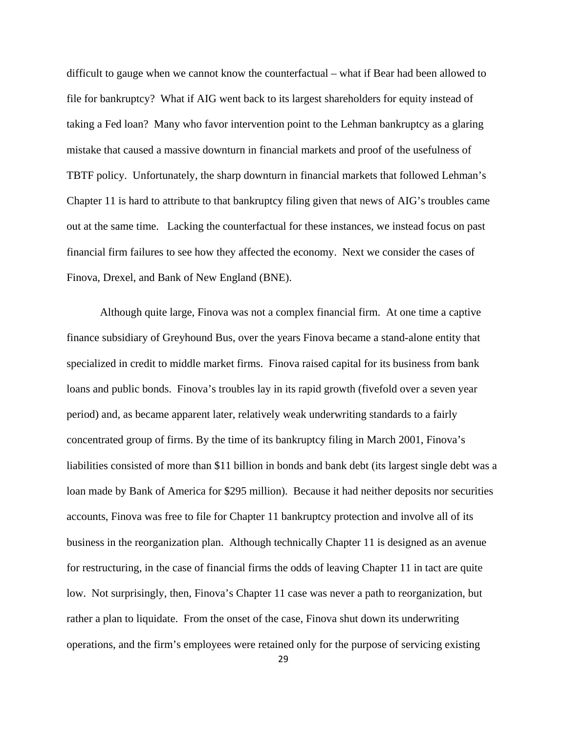difficult to gauge when we cannot know the counterfactual – what if Bear had been allowed to file for bankruptcy? What if AIG went back to its largest shareholders for equity instead of taking a Fed loan? Many who favor intervention point to the Lehman bankruptcy as a glaring mistake that caused a massive downturn in financial markets and proof of the usefulness of TBTF policy. Unfortunately, the sharp downturn in financial markets that followed Lehman's Chapter 11 is hard to attribute to that bankruptcy filing given that news of AIG's troubles came out at the same time. Lacking the counterfactual for these instances, we instead focus on past financial firm failures to see how they affected the economy. Next we consider the cases of Finova, Drexel, and Bank of New England (BNE).

Although quite large, Finova was not a complex financial firm. At one time a captive finance subsidiary of Greyhound Bus, over the years Finova became a stand-alone entity that specialized in credit to middle market firms. Finova raised capital for its business from bank loans and public bonds. Finova's troubles lay in its rapid growth (fivefold over a seven year period) and, as became apparent later, relatively weak underwriting standards to a fairly concentrated group of firms. By the time of its bankruptcy filing in March 2001, Finova's liabilities consisted of more than $11 billion in bonds and bank debt (its largest single debt was a loan made by Bank of America for $295 million). Because it had neither deposits nor securities accounts, Finova was free to file for Chapter 11 bankruptcy protection and involve all of its business in the reorganization plan. Although technically Chapter 11 is designed as an avenue for restructuring, in the case of financial firms the odds of leaving Chapter 11 in tact are quite low. Not surprisingly, then, Finova's Chapter 11 case was never a path to reorganization, but rather a plan to liquidate. From the onset of the case, Finova shut down its underwriting operations, and the firm's employees were retained only for the purpose of servicing existing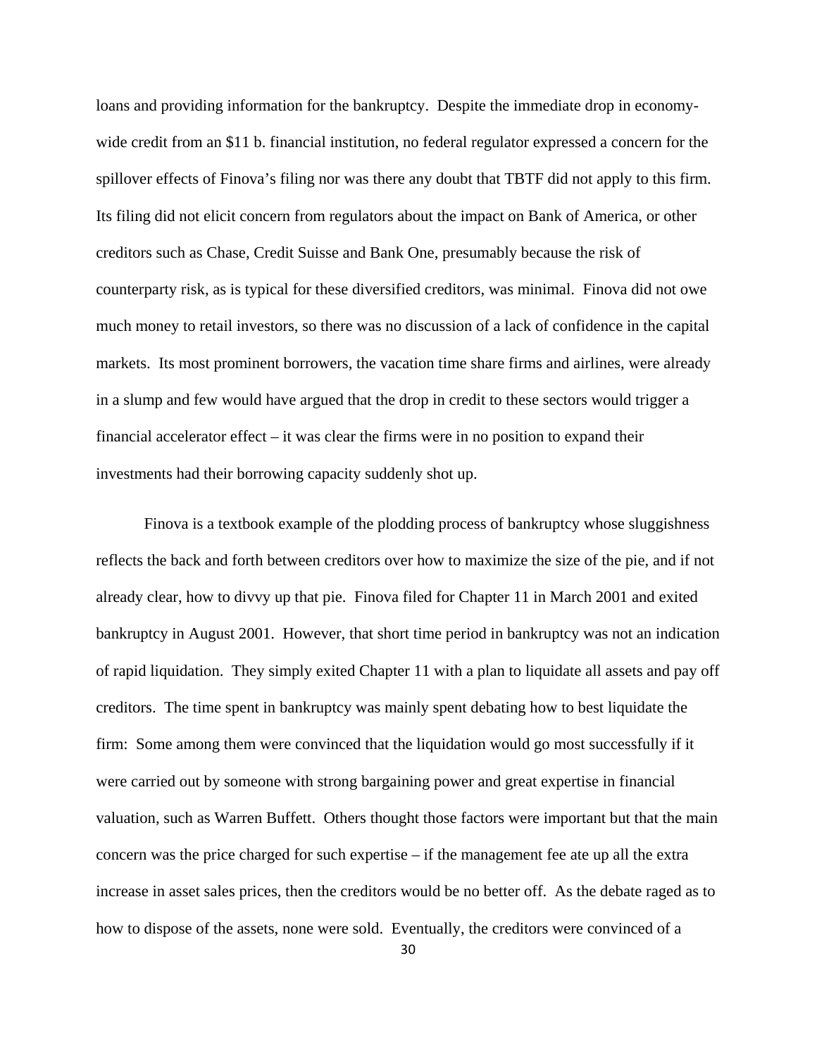loans and providing information for the bankruptcy. Despite the immediate drop in economy-wide credit from an $11 b. financial institution, no federal regulator expressed a concern for the spillover effects of Finova's filing nor was there any doubt that TBTF did not apply to this firm. Its filing did not elicit concern from regulators about the impact on Bank of America, or other creditors such as Chase, Credit Suisse and Bank One, presumably because the risk of counterparty risk, as is typical for these diversified creditors, was minimal. Finova did not owe much money to retail investors, so there was no discussion of a lack of confidence in the capital markets. Its most prominent borrowers, the vacation time share firms and airlines, were already in a slump and few would have argued that the drop in credit to these sectors would trigger a financial accelerator effect – it was clear the firms were in no position to expand their investments had their borrowing capacity suddenly shot up.

Finova is a textbook example of the plodding process of bankruptcy whose sluggishness reflects the back and forth between creditors over how to maximize the size of the pie, and if not already clear, how to divvy up that pie. Finova filed for Chapter 11 in March 2001 and exited bankruptcy in August 2001. However, that short time period in bankruptcy was not an indication of rapid liquidation. They simply exited Chapter 11 with a plan to liquidate all assets and pay off creditors. The time spent in bankruptcy was mainly spent debating how to best liquidate the firm: Some among them were convinced that the liquidation would go most successfully if it were carried out by someone with strong bargaining power and great expertise in financial valuation, such as Warren Buffett. Others thought those factors were important but that the main concern was the price charged for such expertise – if the management fee ate up all the extra increase in asset sales prices, then the creditors would be no better off. As the debate raged as to how to dispose of the assets, none were sold. Eventually, the creditors were convinced of a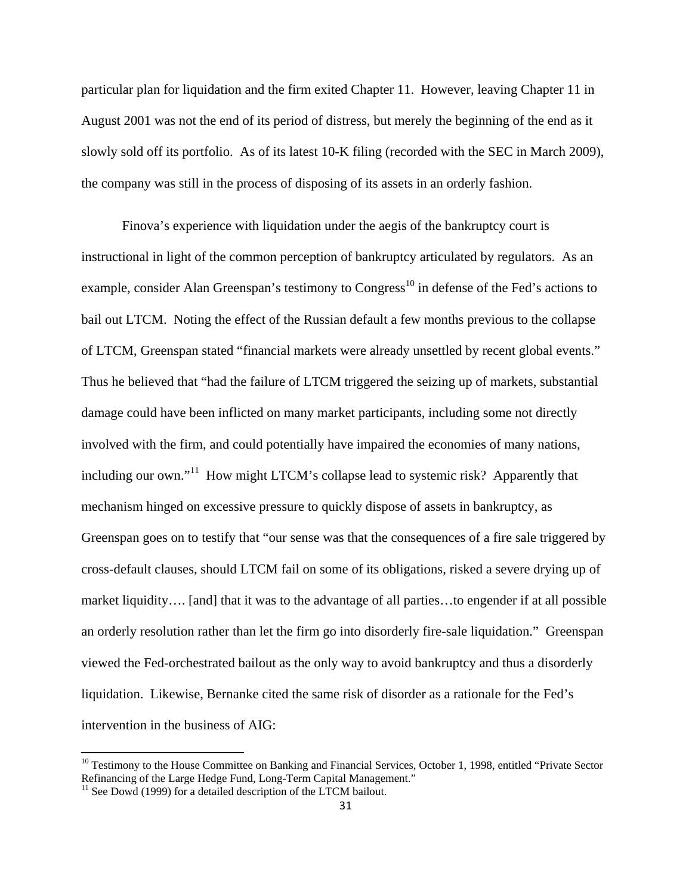particular plan for liquidation and the firm exited Chapter 11. However, leaving Chapter 11 in August 2001 was not the end of its period of distress, but merely the beginning of the end as it slowly sold off its portfolio. As of its latest 10-K filing (recorded with the SEC in March 2009), the company was still in the process of disposing of its assets in an orderly fashion.

Finova's experience with liquidation under the aegis of the bankruptcy court is instructional in light of the common perception of bankruptcy articulated by regulators. As an example, consider Alan Greenspan's testimony to Congress[10] in defense of the Fed's actions to bail out LTCM. Noting the effect of the Russian default a few months previous to the collapse of LTCM, Greenspan stated "financial markets were already unsettled by recent global events." Thus he believed that "had the failure of LTCM triggered the seizing up of markets, substantial damage could have been inflicted on many market participants, including some not directly involved with the firm, and could potentially have impaired the economies of many nations, including our own."[11] How might LTCM's collapse lead to systemic risk? Apparently that mechanism hinged on excessive pressure to quickly dispose of assets in bankruptcy, as Greenspan goes on to testify that "our sense was that the consequences of a fire sale triggered by cross-default clauses, should LTCM fail on some of its obligations, risked a severe drying up of market liquidity…. [and] that it was to the advantage of all parties…to engender if at all possible an orderly resolution rather than let the firm go into disorderly fire-sale liquidation." Greenspan viewed the Fed-orchestrated bailout as the only way to avoid bankruptcy and thus a disorderly liquidation. Likewise, Bernanke cited the same risk of disorder as a rationale for the Fed's intervention in the business of AIG:

---

[10] Testimony to the House Committee on Banking and Financial Services, October 1, 1998, entitled "Private Sector Refinancing of the Large Hedge Fund, Long-Term Capital Management."

[11] See Dowd (1999) for a detailed description of the LTCM bailout.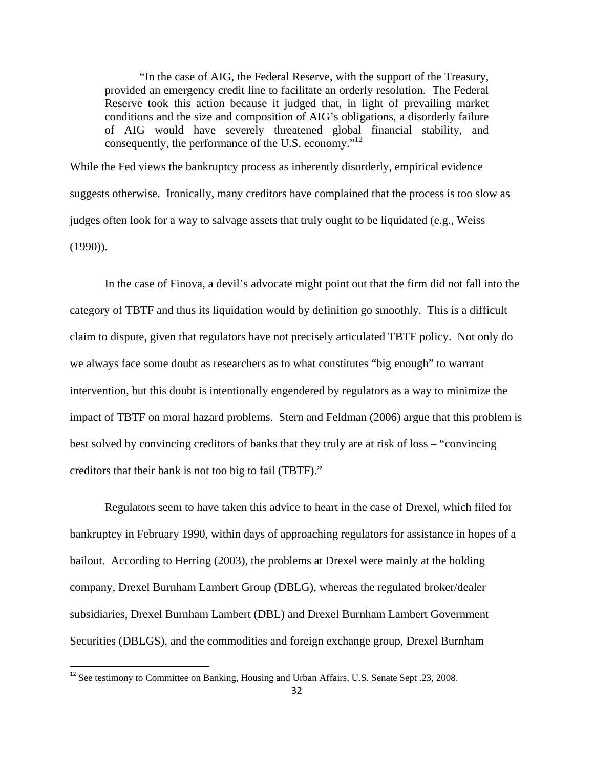> "In the case of AIG, the Federal Reserve, with the support of the Treasury, provided an emergency credit line to facilitate an orderly resolution. The Federal Reserve took this action because it judged that, in light of prevailing market conditions and the size and composition of AIG's obligations, a disorderly failure of AIG would have severely threatened global financial stability, and consequently, the performance of the U.S. economy."[12]

While the Fed views the bankruptcy process as inherently disorderly, empirical evidence suggests otherwise. Ironically, many creditors have complained that the process is too slow as judges often look for a way to salvage assets that truly ought to be liquidated (e.g., Weiss (1990)).

In the case of Finova, a devil's advocate might point out that the firm did not fall into the category of TBTF and thus its liquidation would by definition go smoothly. This is a difficult claim to dispute, given that regulators have not precisely articulated TBTF policy. Not only do we always face some doubt as researchers as to what constitutes "big enough" to warrant intervention, but this doubt is intentionally engendered by regulators as a way to minimize the impact of TBTF on moral hazard problems. Stern and Feldman (2006) argue that this problem is best solved by convincing creditors of banks that they truly are at risk of loss – "convincing creditors that their bank is not too big to fail (TBTF)."

Regulators seem to have taken this advice to heart in the case of Drexel, which filed for bankruptcy in February 1990, within days of approaching regulators for assistance in hopes of a bailout. According to Herring (2003), the problems at Drexel were mainly at the holding company, Drexel Burnham Lambert Group (DBLG), whereas the regulated broker/dealer subsidiaries, Drexel Burnham Lambert (DBL) and Drexel Burnham Lambert Government Securities (DBLGS), and the commodities and foreign exchange group, Drexel Burnham

---

[12] See testimony to Committee on Banking, Housing and Urban Affairs, U.S. Senate Sept .23, 2008.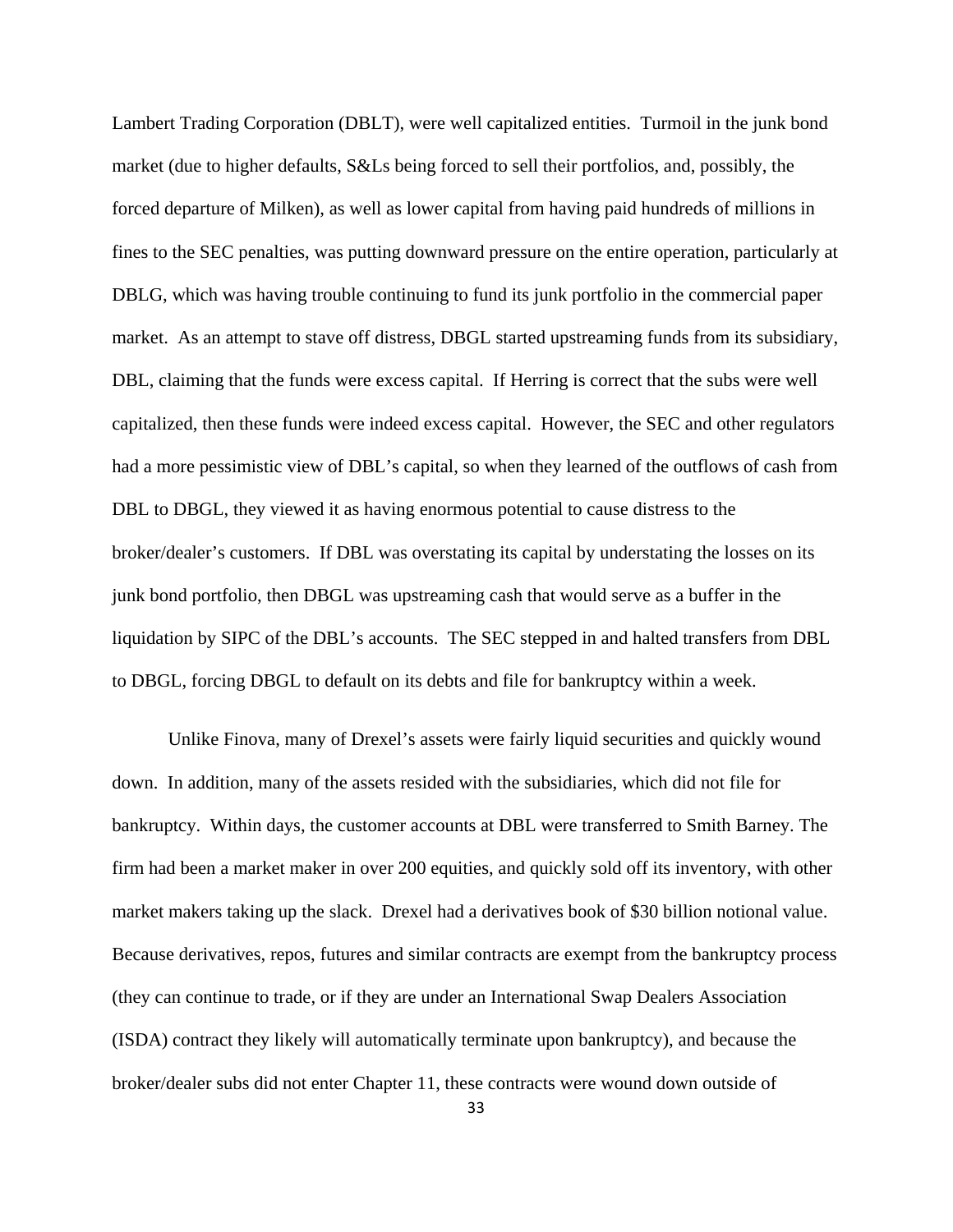Lambert Trading Corporation (DBLT), were well capitalized entities. Turmoil in the junk bond market (due to higher defaults, S&Ls being forced to sell their portfolios, and, possibly, the forced departure of Milken), as well as lower capital from having paid hundreds of millions in fines to the SEC penalties, was putting downward pressure on the entire operation, particularly at DBLG, which was having trouble continuing to fund its junk portfolio in the commercial paper market. As an attempt to stave off distress, DBGL started upstreaming funds from its subsidiary, DBL, claiming that the funds were excess capital. If Herring is correct that the subs were well capitalized, then these funds were indeed excess capital. However, the SEC and other regulators had a more pessimistic view of DBL's capital, so when they learned of the outflows of cash from DBL to DBGL, they viewed it as having enormous potential to cause distress to the broker/dealer's customers. If DBL was overstating its capital by understating the losses on its junk bond portfolio, then DBGL was upstreaming cash that would serve as a buffer in the liquidation by SIPC of the DBL's accounts. The SEC stepped in and halted transfers from DBL to DBGL, forcing DBGL to default on its debts and file for bankruptcy within a week.

Unlike Finova, many of Drexel's assets were fairly liquid securities and quickly wound down. In addition, many of the assets resided with the subsidiaries, which did not file for bankruptcy. Within days, the customer accounts at DBL were transferred to Smith Barney. The firm had been a market maker in over 200 equities, and quickly sold off its inventory, with other market makers taking up the slack. Drexel had a derivatives book of $30 billion notional value. Because derivatives, repos, futures and similar contracts are exempt from the bankruptcy process (they can continue to trade, or if they are under an International Swap Dealers Association (ISDA) contract they likely will automatically terminate upon bankruptcy), and because the broker/dealer subs did not enter Chapter 11, these contracts were wound down outside of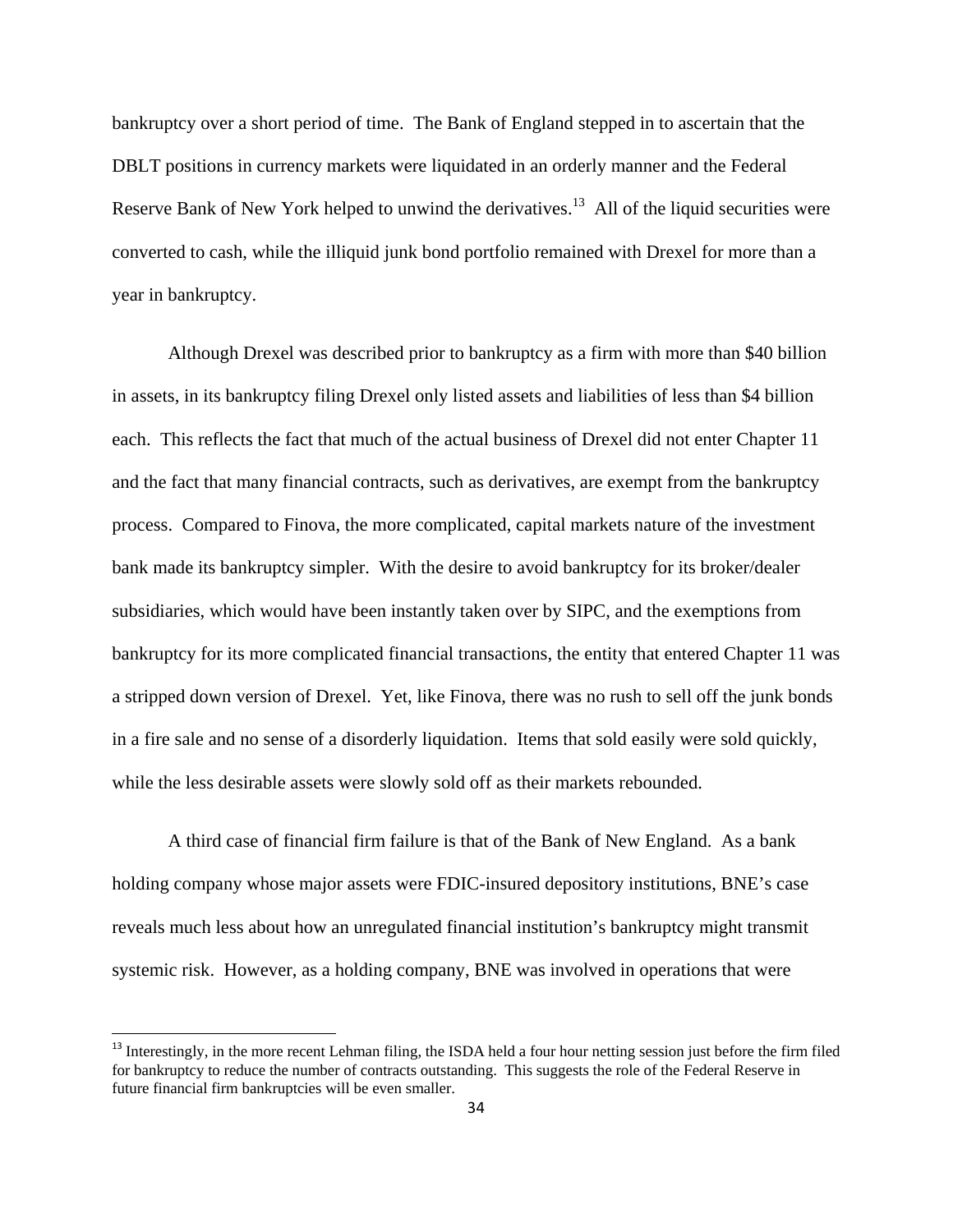bankruptcy over a short period of time. The Bank of England stepped in to ascertain that the DBLT positions in currency markets were liquidated in an orderly manner and the Federal Reserve Bank of New York helped to unwind the derivatives.[13] All of the liquid securities were converted to cash, while the illiquid junk bond portfolio remained with Drexel for more than a year in bankruptcy.

Although Drexel was described prior to bankruptcy as a firm with more than $40 billion in assets, in its bankruptcy filing Drexel only listed assets and liabilities of less than $4 billion each. This reflects the fact that much of the actual business of Drexel did not enter Chapter 11 and the fact that many financial contracts, such as derivatives, are exempt from the bankruptcy process. Compared to Finova, the more complicated, capital markets nature of the investment bank made its bankruptcy simpler. With the desire to avoid bankruptcy for its broker/dealer subsidiaries, which would have been instantly taken over by SIPC, and the exemptions from bankruptcy for its more complicated financial transactions, the entity that entered Chapter 11 was a stripped down version of Drexel. Yet, like Finova, there was no rush to sell off the junk bonds in a fire sale and no sense of a disorderly liquidation. Items that sold easily were sold quickly, while the less desirable assets were slowly sold off as their markets rebounded.

A third case of financial firm failure is that of the Bank of New England. As a bank holding company whose major assets were FDIC-insured depository institutions, BNE's case reveals much less about how an unregulated financial institution's bankruptcy might transmit systemic risk. However, as a holding company, BNE was involved in operations that were

[13] Interestingly, in the more recent Lehman filing, the ISDA held a four hour netting session just before the firm filed for bankruptcy to reduce the number of contracts outstanding. This suggests the role of the Federal Reserve in future financial firm bankruptcies will be even smaller.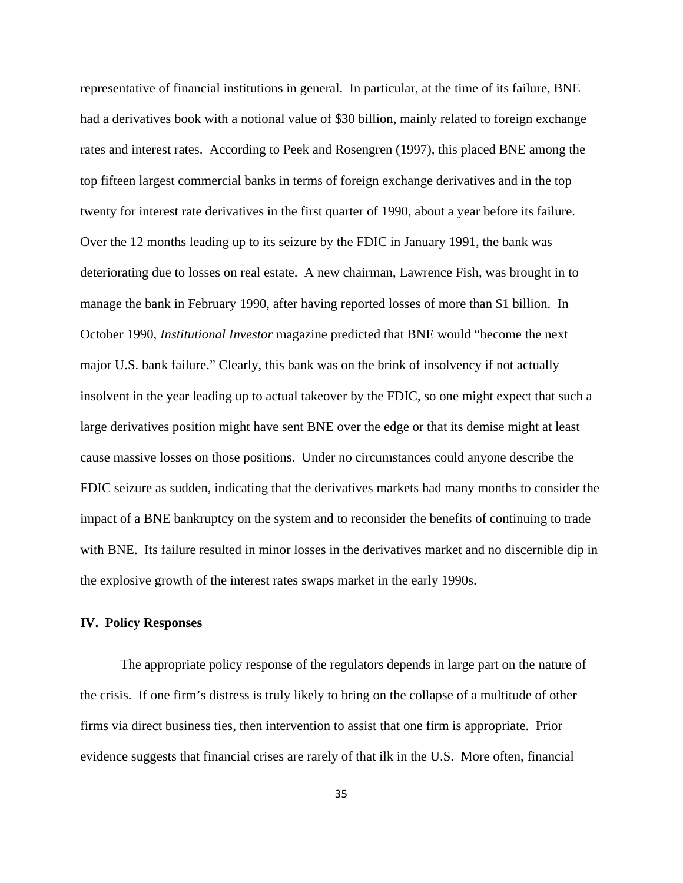representative of financial institutions in general. In particular, at the time of its failure, BNE had a derivatives book with a notional value of $30 billion, mainly related to foreign exchange rates and interest rates. According to Peek and Rosengren (1997), this placed BNE among the top fifteen largest commercial banks in terms of foreign exchange derivatives and in the top twenty for interest rate derivatives in the first quarter of 1990, about a year before its failure. Over the 12 months leading up to its seizure by the FDIC in January 1991, the bank was deteriorating due to losses on real estate. A new chairman, Lawrence Fish, was brought in to manage the bank in February 1990, after having reported losses of more than $1 billion. In October 1990, *Institutional Investor* magazine predicted that BNE would "become the next major U.S. bank failure." Clearly, this bank was on the brink of insolvency if not actually insolvent in the year leading up to actual takeover by the FDIC, so one might expect that such a large derivatives position might have sent BNE over the edge or that its demise might at least cause massive losses on those positions. Under no circumstances could anyone describe the FDIC seizure as sudden, indicating that the derivatives markets had many months to consider the impact of a BNE bankruptcy on the system and to reconsider the benefits of continuing to trade with BNE. Its failure resulted in minor losses in the derivatives market and no discernible dip in the explosive growth of the interest rates swaps market in the early 1990s.

## IV. Policy Responses

The appropriate policy response of the regulators depends in large part on the nature of the crisis. If one firm's distress is truly likely to bring on the collapse of a multitude of other firms via direct business ties, then intervention to assist that one firm is appropriate. Prior evidence suggests that financial crises are rarely of that ilk in the U.S. More often, financial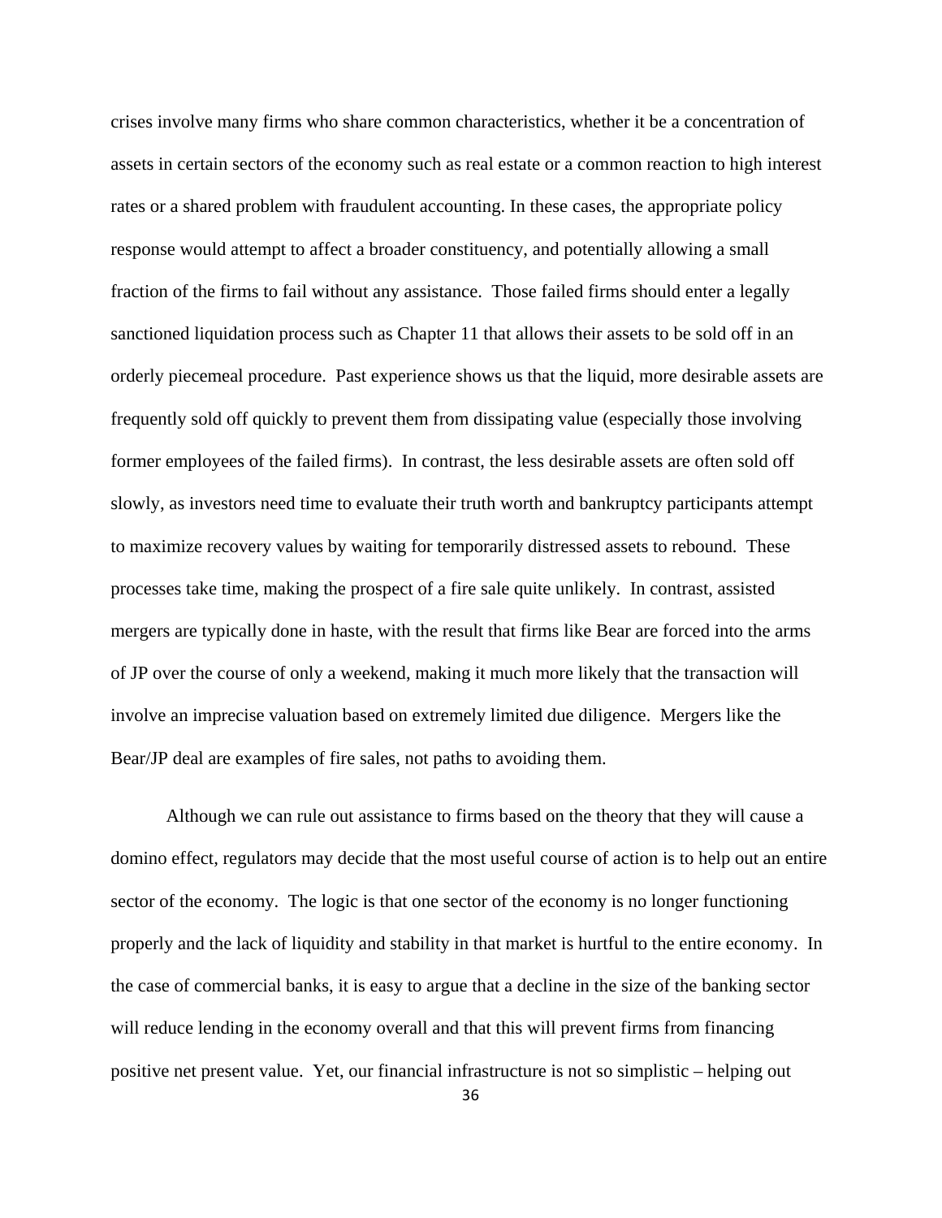crises involve many firms who share common characteristics, whether it be a concentration of assets in certain sectors of the economy such as real estate or a common reaction to high interest rates or a shared problem with fraudulent accounting. In these cases, the appropriate policy response would attempt to affect a broader constituency, and potentially allowing a small fraction of the firms to fail without any assistance. Those failed firms should enter a legally sanctioned liquidation process such as Chapter 11 that allows their assets to be sold off in an orderly piecemeal procedure. Past experience shows us that the liquid, more desirable assets are frequently sold off quickly to prevent them from dissipating value (especially those involving former employees of the failed firms). In contrast, the less desirable assets are often sold off slowly, as investors need time to evaluate their truth worth and bankruptcy participants attempt to maximize recovery values by waiting for temporarily distressed assets to rebound. These processes take time, making the prospect of a fire sale quite unlikely. In contrast, assisted mergers are typically done in haste, with the result that firms like Bear are forced into the arms of JP over the course of only a weekend, making it much more likely that the transaction will involve an imprecise valuation based on extremely limited due diligence. Mergers like the Bear/JP deal are examples of fire sales, not paths to avoiding them.

Although we can rule out assistance to firms based on the theory that they will cause a domino effect, regulators may decide that the most useful course of action is to help out an entire sector of the economy. The logic is that one sector of the economy is no longer functioning properly and the lack of liquidity and stability in that market is hurtful to the entire economy. In the case of commercial banks, it is easy to argue that a decline in the size of the banking sector will reduce lending in the economy overall and that this will prevent firms from financing positive net present value. Yet, our financial infrastructure is not so simplistic – helping out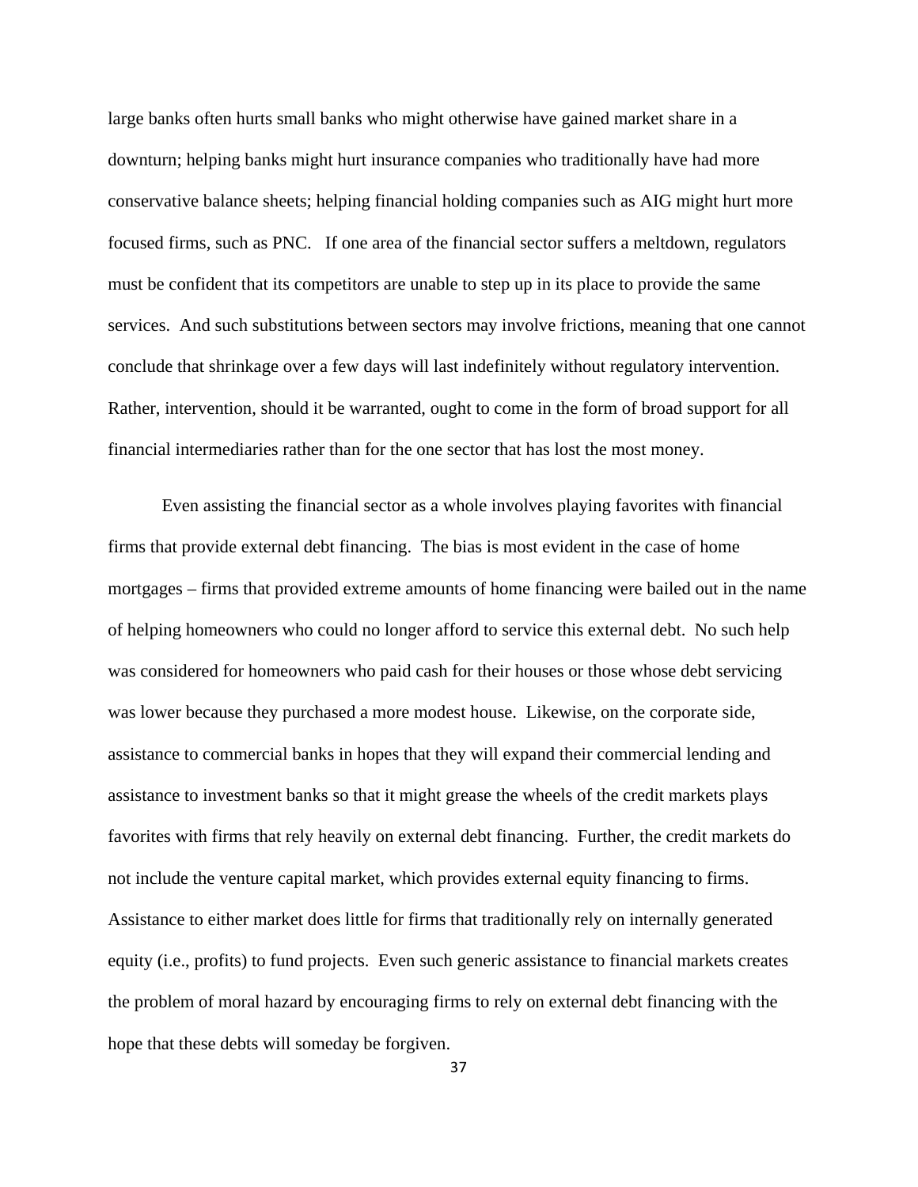large banks often hurts small banks who might otherwise have gained market share in a downturn; helping banks might hurt insurance companies who traditionally have had more conservative balance sheets; helping financial holding companies such as AIG might hurt more focused firms, such as PNC. If one area of the financial sector suffers a meltdown, regulators must be confident that its competitors are unable to step up in its place to provide the same services. And such substitutions between sectors may involve frictions, meaning that one cannot conclude that shrinkage over a few days will last indefinitely without regulatory intervention. Rather, intervention, should it be warranted, ought to come in the form of broad support for all financial intermediaries rather than for the one sector that has lost the most money.

Even assisting the financial sector as a whole involves playing favorites with financial firms that provide external debt financing. The bias is most evident in the case of home mortgages – firms that provided extreme amounts of home financing were bailed out in the name of helping homeowners who could no longer afford to service this external debt. No such help was considered for homeowners who paid cash for their houses or those whose debt servicing was lower because they purchased a more modest house. Likewise, on the corporate side, assistance to commercial banks in hopes that they will expand their commercial lending and assistance to investment banks so that it might grease the wheels of the credit markets plays favorites with firms that rely heavily on external debt financing. Further, the credit markets do not include the venture capital market, which provides external equity financing to firms. Assistance to either market does little for firms that traditionally rely on internally generated equity (i.e., profits) to fund projects. Even such generic assistance to financial markets creates the problem of moral hazard by encouraging firms to rely on external debt financing with the hope that these debts will someday be forgiven.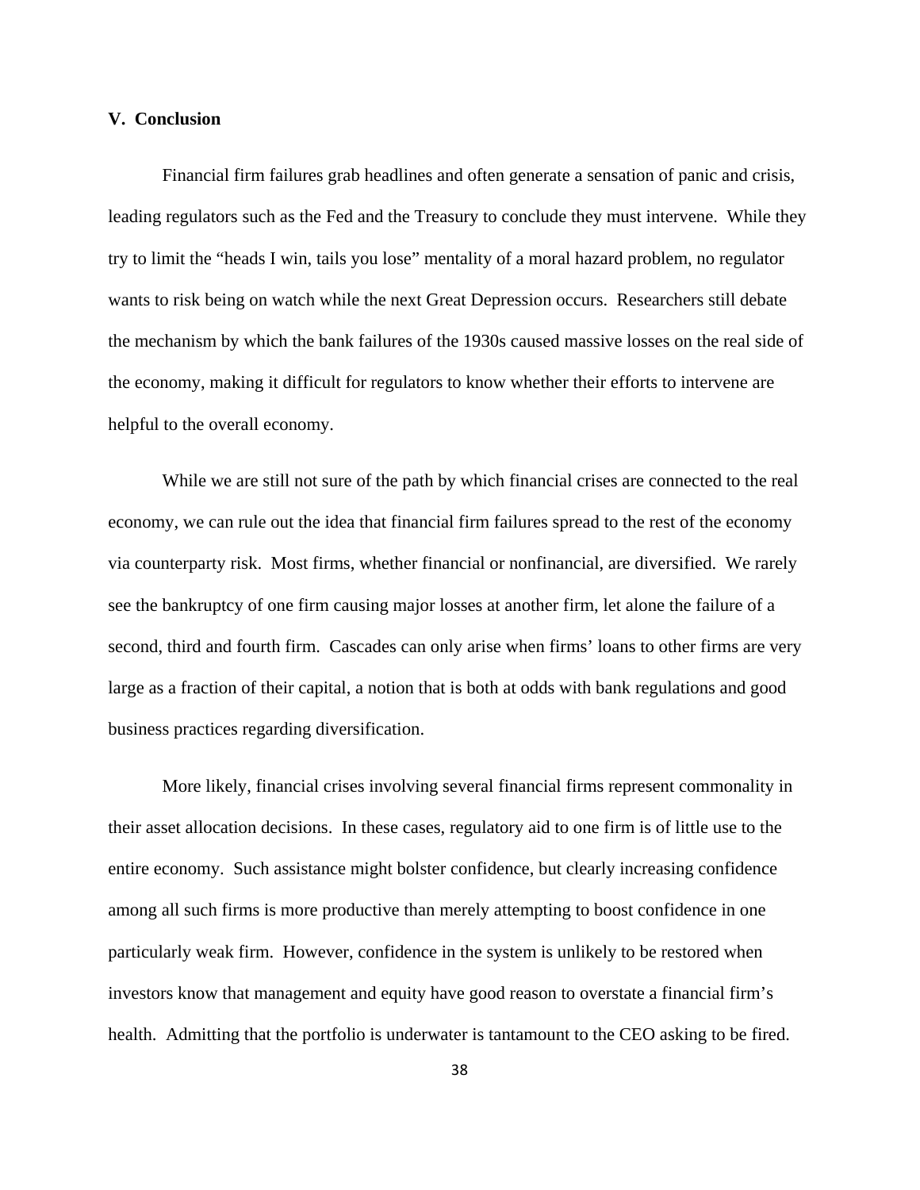## V. Conclusion

Financial firm failures grab headlines and often generate a sensation of panic and crisis, leading regulators such as the Fed and the Treasury to conclude they must intervene. While they try to limit the "heads I win, tails you lose" mentality of a moral hazard problem, no regulator wants to risk being on watch while the next Great Depression occurs. Researchers still debate the mechanism by which the bank failures of the 1930s caused massive losses on the real side of the economy, making it difficult for regulators to know whether their efforts to intervene are helpful to the overall economy.

While we are still not sure of the path by which financial crises are connected to the real economy, we can rule out the idea that financial firm failures spread to the rest of the economy via counterparty risk. Most firms, whether financial or nonfinancial, are diversified. We rarely see the bankruptcy of one firm causing major losses at another firm, let alone the failure of a second, third and fourth firm. Cascades can only arise when firms' loans to other firms are very large as a fraction of their capital, a notion that is both at odds with bank regulations and good business practices regarding diversification.

More likely, financial crises involving several financial firms represent commonality in their asset allocation decisions. In these cases, regulatory aid to one firm is of little use to the entire economy. Such assistance might bolster confidence, but clearly increasing confidence among all such firms is more productive than merely attempting to boost confidence in one particularly weak firm. However, confidence in the system is unlikely to be restored when investors know that management and equity have good reason to overstate a financial firm's health. Admitting that the portfolio is underwater is tantamount to the CEO asking to be fired.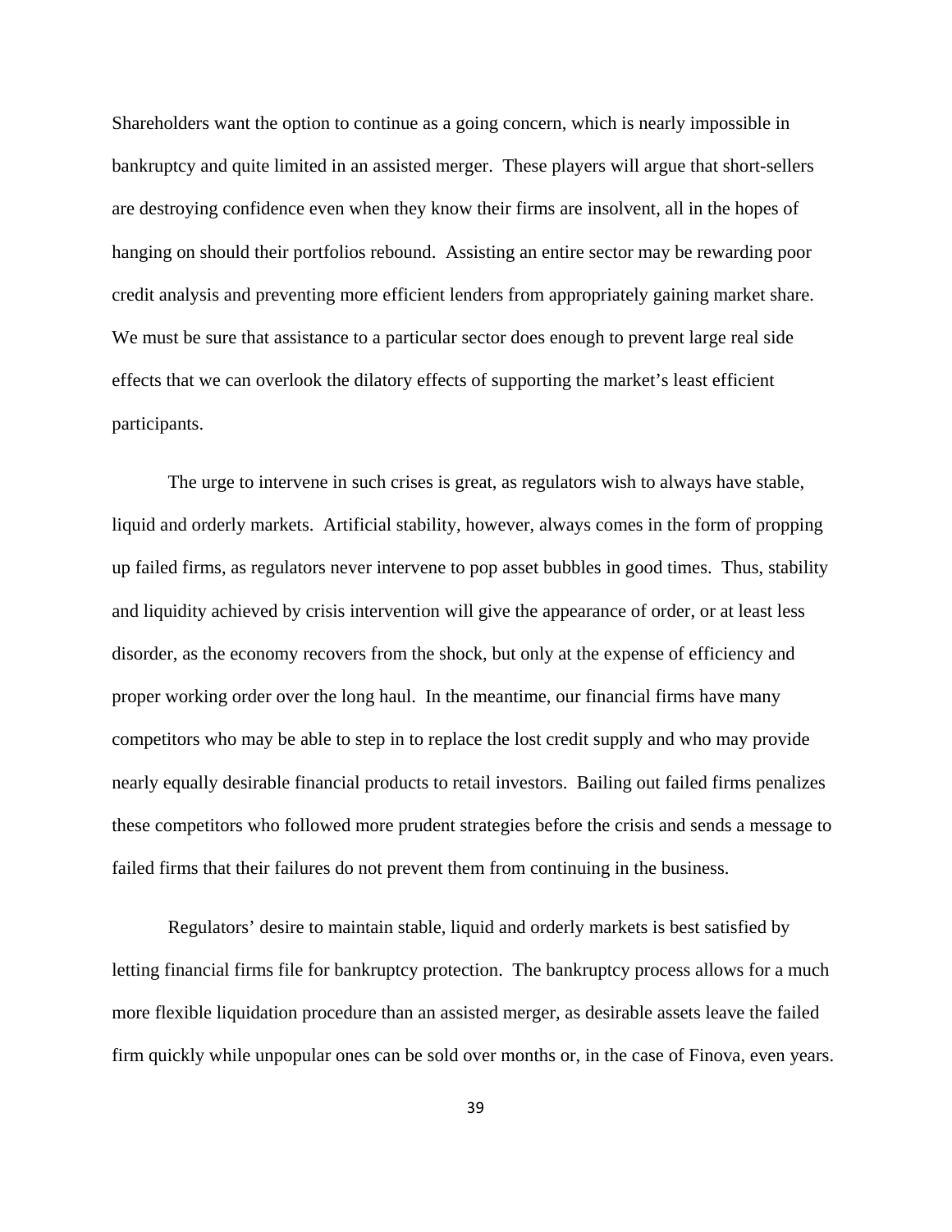Shareholders want the option to continue as a going concern, which is nearly impossible in bankruptcy and quite limited in an assisted merger. These players will argue that short-sellers are destroying confidence even when they know their firms are insolvent, all in the hopes of hanging on should their portfolios rebound. Assisting an entire sector may be rewarding poor credit analysis and preventing more efficient lenders from appropriately gaining market share. We must be sure that assistance to a particular sector does enough to prevent large real side effects that we can overlook the dilatory effects of supporting the market's least efficient participants.

The urge to intervene in such crises is great, as regulators wish to always have stable, liquid and orderly markets. Artificial stability, however, always comes in the form of propping up failed firms, as regulators never intervene to pop asset bubbles in good times. Thus, stability and liquidity achieved by crisis intervention will give the appearance of order, or at least less disorder, as the economy recovers from the shock, but only at the expense of efficiency and proper working order over the long haul. In the meantime, our financial firms have many competitors who may be able to step in to replace the lost credit supply and who may provide nearly equally desirable financial products to retail investors. Bailing out failed firms penalizes these competitors who followed more prudent strategies before the crisis and sends a message to failed firms that their failures do not prevent them from continuing in the business.

Regulators' desire to maintain stable, liquid and orderly markets is best satisfied by letting financial firms file for bankruptcy protection. The bankruptcy process allows for a much more flexible liquidation procedure than an assisted merger, as desirable assets leave the failed firm quickly while unpopular ones can be sold over months or, in the case of Finova, even years.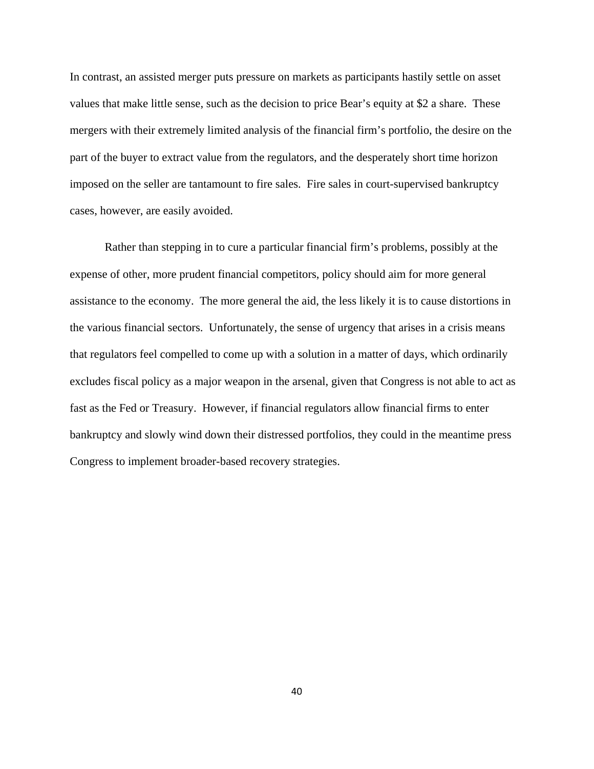In contrast, an assisted merger puts pressure on markets as participants hastily settle on asset values that make little sense, such as the decision to price Bear's equity at $2 a share. These mergers with their extremely limited analysis of the financial firm's portfolio, the desire on the part of the buyer to extract value from the regulators, and the desperately short time horizon imposed on the seller are tantamount to fire sales. Fire sales in court-supervised bankruptcy cases, however, are easily avoided.

Rather than stepping in to cure a particular financial firm's problems, possibly at the expense of other, more prudent financial competitors, policy should aim for more general assistance to the economy. The more general the aid, the less likely it is to cause distortions in the various financial sectors. Unfortunately, the sense of urgency that arises in a crisis means that regulators feel compelled to come up with a solution in a matter of days, which ordinarily excludes fiscal policy as a major weapon in the arsenal, given that Congress is not able to act as fast as the Fed or Treasury. However, if financial regulators allow financial firms to enter bankruptcy and slowly wind down their distressed portfolios, they could in the meantime press Congress to implement broader-based recovery strategies.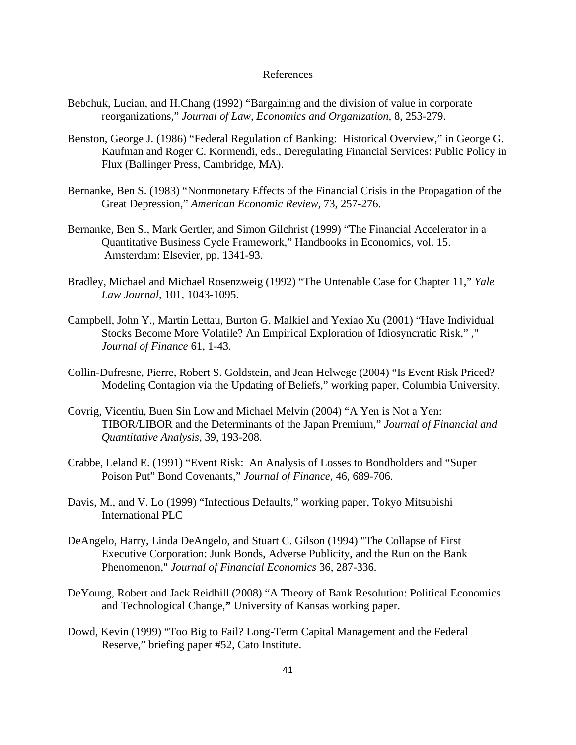# References

Bebchuk, Lucian, and H.Chang (1992) "Bargaining and the division of value in corporate reorganizations," *Journal of Law, Economics and Organization*, 8, 253-279.

Benston, George J. (1986) "Federal Regulation of Banking: Historical Overview," in George G. Kaufman and Roger C. Kormendi, eds., Deregulating Financial Services: Public Policy in Flux (Ballinger Press, Cambridge, MA).

Bernanke, Ben S. (1983) "Nonmonetary Effects of the Financial Crisis in the Propagation of the Great Depression," *American Economic Review,* 73, 257-276.

Bernanke, Ben S., Mark Gertler, and Simon Gilchrist (1999) "The Financial Accelerator in a Quantitative Business Cycle Framework," Handbooks in Economics, vol. 15. Amsterdam: Elsevier, pp. 1341-93.

Bradley, Michael and Michael Rosenzweig (1992) "The Untenable Case for Chapter 11," *Yale Law Journal,* 101, 1043-1095.

Campbell, John Y., Martin Lettau, Burton G. Malkiel and Yexiao Xu (2001) "Have Individual Stocks Become More Volatile? An Empirical Exploration of Idiosyncratic Risk," ," *Journal of Finance* 61, 1-43.

Collin-Dufresne, Pierre, Robert S. Goldstein, and Jean Helwege (2004) "Is Event Risk Priced? Modeling Contagion via the Updating of Beliefs," working paper, Columbia University.

Covrig, Vicentiu, Buen Sin Low and Michael Melvin (2004) "A Yen is Not a Yen: TIBOR/LIBOR and the Determinants of the Japan Premium," *Journal of Financial and Quantitative Analysis,* 39, 193-208.

Crabbe, Leland E. (1991) "Event Risk: An Analysis of Losses to Bondholders and "Super Poison Put" Bond Covenants," *Journal of Finance,* 46, 689-706.

Davis, M., and V. Lo (1999) "Infectious Defaults," working paper, Tokyo Mitsubishi International PLC

DeAngelo, Harry, Linda DeAngelo, and Stuart C. Gilson (1994) "The Collapse of First Executive Corporation: Junk Bonds, Adverse Publicity, and the Run on the Bank Phenomenon," *Journal of Financial Economics* 36, 287-336.

DeYoung, Robert and Jack Reidhill (2008) "A Theory of Bank Resolution: Political Economics and Technological Change," University of Kansas working paper.

Dowd, Kevin (1999) "Too Big to Fail? Long-Term Capital Management and the Federal Reserve," briefing paper #52, Cato Institute.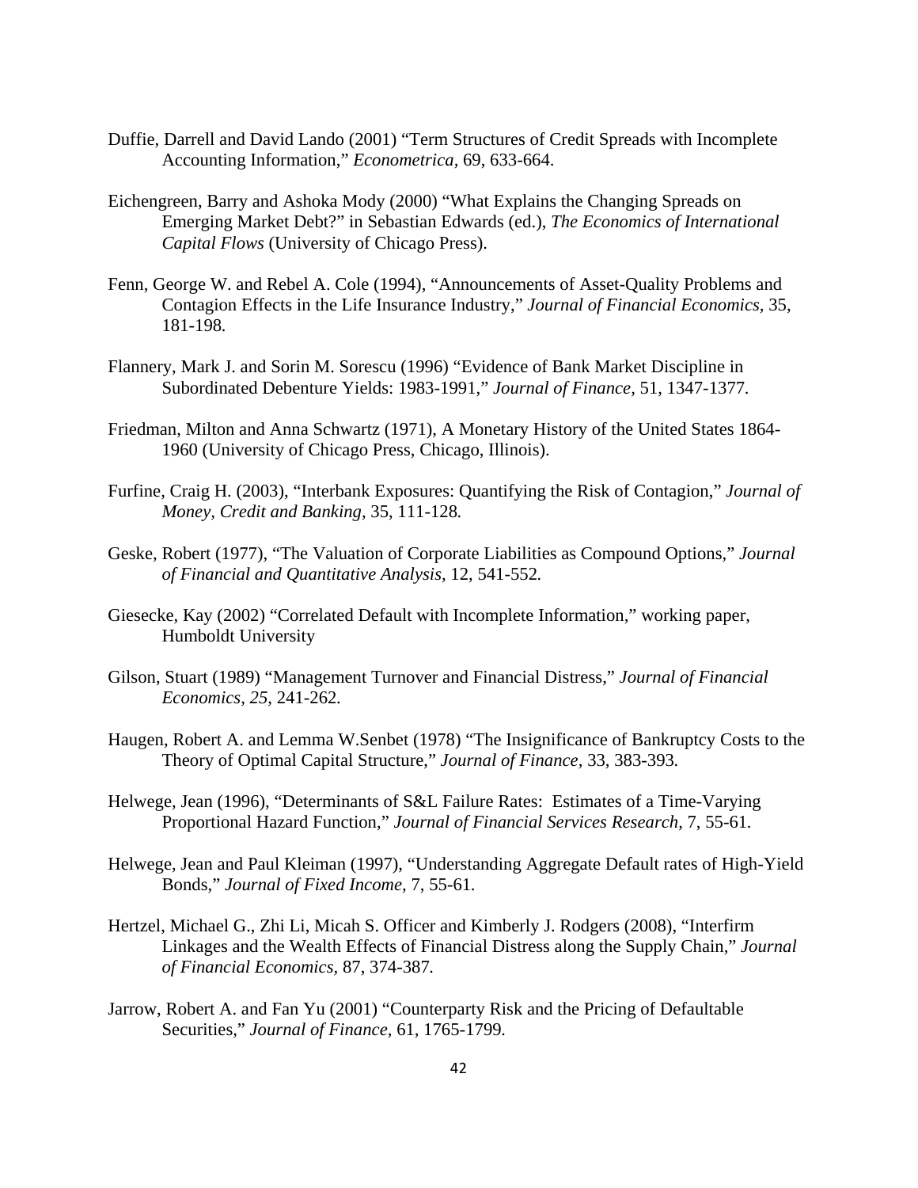Duffie, Darrell and David Lando (2001) "Term Structures of Credit Spreads with Incomplete Accounting Information," *Econometrica,* 69, 633-664.

Eichengreen, Barry and Ashoka Mody (2000) "What Explains the Changing Spreads on Emerging Market Debt?" in Sebastian Edwards (ed.), *The Economics of International Capital Flows* (University of Chicago Press).

Fenn, George W. and Rebel A. Cole (1994), "Announcements of Asset-Quality Problems and Contagion Effects in the Life Insurance Industry," *Journal of Financial Economics,* 35, 181-198.

Flannery, Mark J. and Sorin M. Sorescu (1996) "Evidence of Bank Market Discipline in Subordinated Debenture Yields: 1983-1991," *Journal of Finance*, 51, 1347-1377.

Friedman, Milton and Anna Schwartz (1971), A Monetary History of the United States 1864-1960 (University of Chicago Press, Chicago, Illinois).

Furfine, Craig H. (2003), "Interbank Exposures: Quantifying the Risk of Contagion," *Journal of Money, Credit and Banking,* 35, 111-128.

Geske, Robert (1977), "The Valuation of Corporate Liabilities as Compound Options," *Journal of Financial and Quantitative Analysis,* 12, 541-552.

Giesecke, Kay (2002) "Correlated Default with Incomplete Information," working paper, Humboldt University

Gilson, Stuart (1989) "Management Turnover and Financial Distress," *Journal of Financial Economics, 25*, 241-262.

Haugen, Robert A. and Lemma W.Senbet (1978) "The Insignificance of Bankruptcy Costs to the Theory of Optimal Capital Structure," *Journal of Finance*, 33, 383-393.

Helwege, Jean (1996), "Determinants of S&L Failure Rates: Estimates of a Time-Varying Proportional Hazard Function," *Journal of Financial Services Research,* 7, 55-61.

Helwege, Jean and Paul Kleiman (1997), "Understanding Aggregate Default rates of High-Yield Bonds," *Journal of Fixed Income*, 7, 55-61.

Hertzel, Michael G., Zhi Li, Micah S. Officer and Kimberly J. Rodgers (2008), "Interfirm Linkages and the Wealth Effects of Financial Distress along the Supply Chain," *Journal of Financial Economics*, 87, 374-387.

Jarrow, Robert A. and Fan Yu (2001) "Counterparty Risk and the Pricing of Defaultable Securities," *Journal of Finance,* 61, 1765-1799.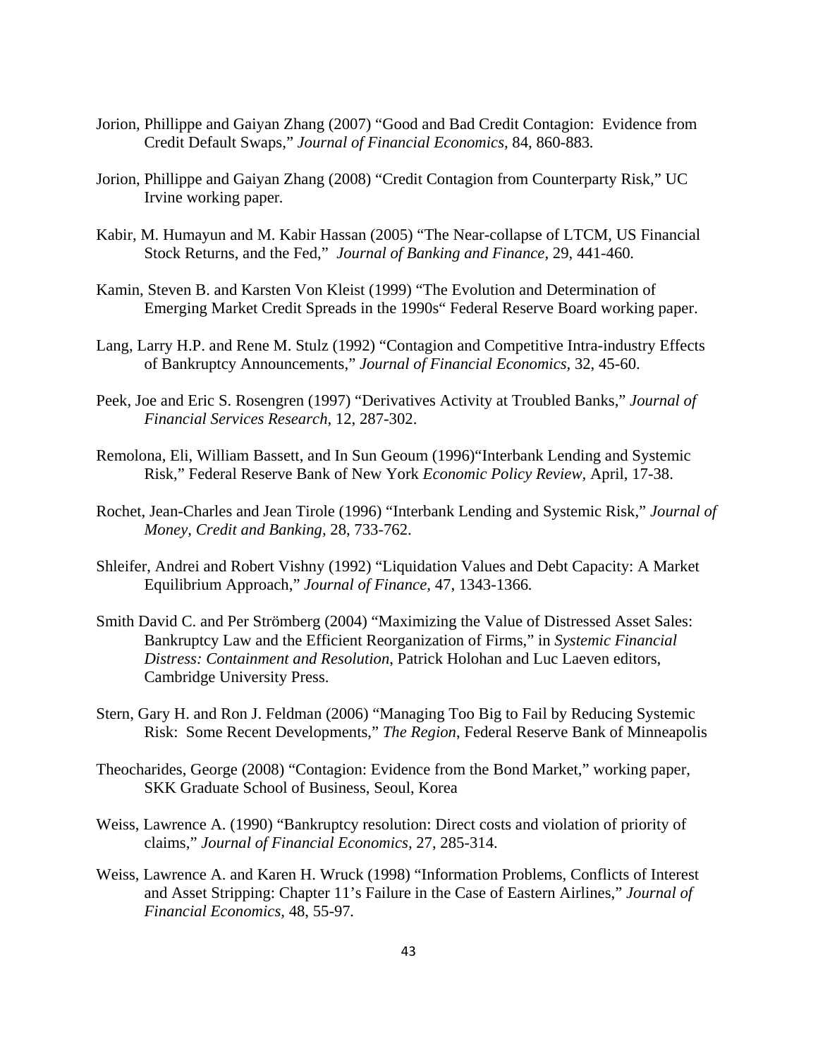Jorion, Phillippe and Gaiyan Zhang (2007) "Good and Bad Credit Contagion: Evidence from Credit Default Swaps," *Journal of Financial Economics*, 84, 860-883.

Jorion, Phillippe and Gaiyan Zhang (2008) "Credit Contagion from Counterparty Risk," UC Irvine working paper.

Kabir, M. Humayun and M. Kabir Hassan (2005) "The Near-collapse of LTCM, US Financial Stock Returns, and the Fed," *Journal of Banking and Finance*, 29, 441-460.

Kamin, Steven B. and Karsten Von Kleist (1999) "The Evolution and Determination of Emerging Market Credit Spreads in the 1990s" Federal Reserve Board working paper.

Lang, Larry H.P. and Rene M. Stulz (1992) "Contagion and Competitive Intra-industry Effects of Bankruptcy Announcements," *Journal of Financial Economics*, 32, 45-60.

Peek, Joe and Eric S. Rosengren (1997) "Derivatives Activity at Troubled Banks," *Journal of Financial Services Research*, 12, 287-302.

Remolona, Eli, William Bassett, and In Sun Geoum (1996)"Interbank Lending and Systemic Risk," Federal Reserve Bank of New York *Economic Policy Review*, April, 17-38.

Rochet, Jean-Charles and Jean Tirole (1996) "Interbank Lending and Systemic Risk," *Journal of Money, Credit and Banking*, 28, 733-762.

Shleifer, Andrei and Robert Vishny (1992) "Liquidation Values and Debt Capacity: A Market Equilibrium Approach," *Journal of Finance*, 47, 1343-1366.

Smith David C. and Per Strömberg (2004) "Maximizing the Value of Distressed Asset Sales: Bankruptcy Law and the Efficient Reorganization of Firms," in *Systemic Financial Distress: Containment and Resolution*, Patrick Holohan and Luc Laeven editors, Cambridge University Press.

Stern, Gary H. and Ron J. Feldman (2006) "Managing Too Big to Fail by Reducing Systemic Risk: Some Recent Developments," *The Region*, Federal Reserve Bank of Minneapolis

Theocharides, George (2008) "Contagion: Evidence from the Bond Market," working paper, SKK Graduate School of Business, Seoul, Korea

Weiss, Lawrence A. (1990) "Bankruptcy resolution: Direct costs and violation of priority of claims," *Journal of Financial Economics*, 27, 285-314.

Weiss, Lawrence A. and Karen H. Wruck (1998) "Information Problems, Conflicts of Interest and Asset Stripping: Chapter 11's Failure in the Case of Eastern Airlines," *Journal of Financial Economics*, 48, 55-97.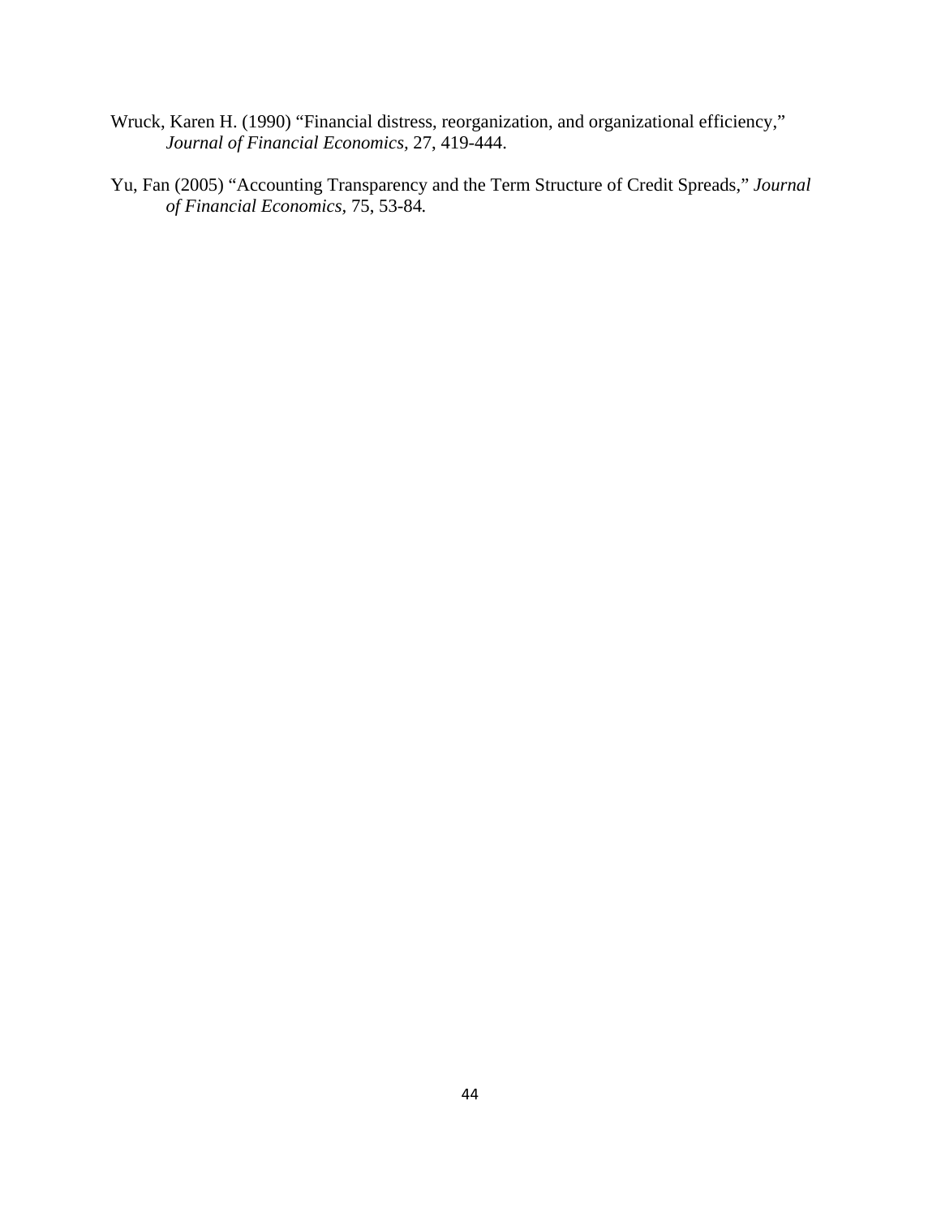Wruck, Karen H. (1990) "Financial distress, reorganization, and organizational efficiency," *Journal of Financial Economics,* 27, 419-444.

Yu, Fan (2005) "Accounting Transparency and the Term Structure of Credit Spreads," *Journal of Financial Economics*, 75, 53-84*.*